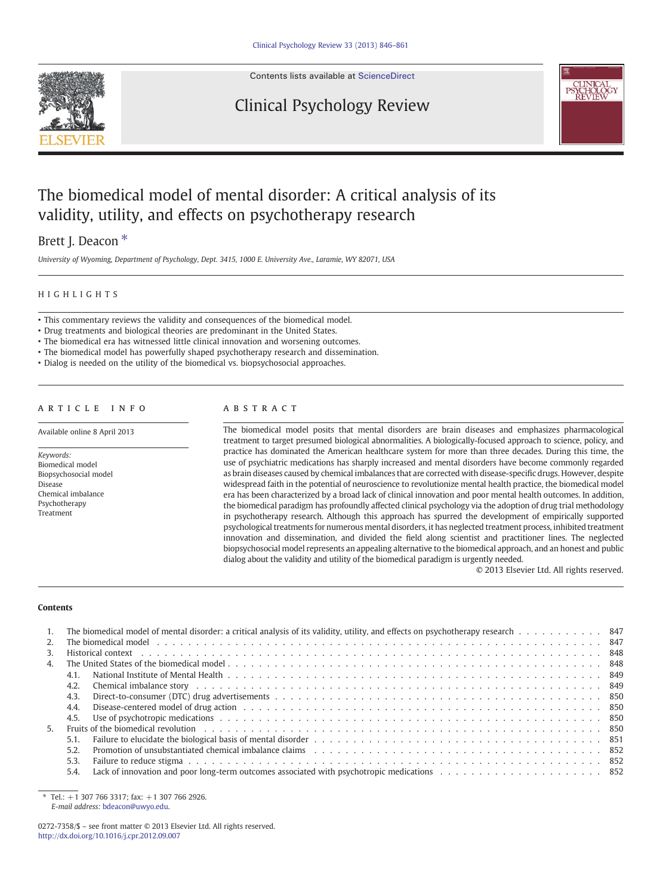# The biomedical model of mental disorder: A critical analysis of its validity, utility, and effects on psychotherapy research

Brett J. Deacon *

*University of Wyoming, Department of Psychology, Dept. 3415, 1000 E. University Ave., Laramie, WY 82071, USA*

## HIGHLIGHTS

- This commentary reviews the validity and consequences of the biomedical model.
- Drug treatments and biological theories are predominant in the United States.
- The biomedical era has witnessed little clinical innovation and worsening outcomes.
- The biomedical model has powerfully shaped psychotherapy research and dissemination.
- Dialog is needed on the utility of the biomedical vs. biopsychosocial approaches.

## ARTICLE INFO

Available online 8 April 2013

*Keywords:*
Biomedical model
Biopsychosocial model
Disease
Chemical imbalance
Psychotherapy
Treatment

## ABSTRACT

The biomedical model posits that mental disorders are brain diseases and emphasizes pharmacological treatment to target presumed biological abnormalities. A biologically-focused approach to science, policy, and practice has dominated the American healthcare system for more than three decades. During this time, the use of psychiatric medications has sharply increased and mental disorders have become commonly regarded as brain diseases caused by chemical imbalances that are corrected with disease-specific drugs. However, despite widespread faith in the potential of neuroscience to revolutionize mental health practice, the biomedical model era has been characterized by a broad lack of clinical innovation and poor mental health outcomes. In addition, the biomedical paradigm has profoundly affected clinical psychology via the adoption of drug trial methodology in psychotherapy research. Although this approach has spurred the development of empirically supported psychological treatments for numerous mental disorders, it has neglected treatment process, inhibited treatment innovation and dissemination, and divided the field along scientist and practitioner lines. The neglected biopsychosocial model represents an appealing alternative to the biomedical approach, and an honest and public dialog about the validity and utility of the biomedical paradigm is urgently needed.

© 2013 Elsevier Ltd. All rights reserved.

## Contents

1. The biomedical model of mental disorder: a critical analysis of its validity, utility, and effects on psychotherapy research . . . 847
2. The biomedical model . . . 847
3. Historical context . . . 848
4. The United States of the biomedical model . . . 848
   - 4.1. National Institute of Mental Health . . . 849
   - 4.2. Chemical imbalance story . . . 849
   - 4.3. Direct-to-consumer (DTC) drug advertisements . . . 850
   - 4.4. Disease-centered model of drug action . . . 850
   - 4.5. Use of psychotropic medications . . . 850
5. Fruits of the biomedical revolution . . . 850
   - 5.1. Failure to elucidate the biological basis of mental disorder . . . 851
   - 5.2. Promotion of unsubstantiated chemical imbalance claims . . . 852
   - 5.3. Failure to reduce stigma . . . 852
   - 5.4. Lack of innovation and poor long-term outcomes associated with psychotropic medications . . . 852

\* Tel.: +1 307 766 3317; fax: +1 307 766 2926.
*E-mail address:* bdeacon@uwyo.edu.

0272-7358/$ – see front matter © 2013 Elsevier Ltd. All rights reserved.
http://dx.doi.org/10.1016/j.cpr.2012.09.007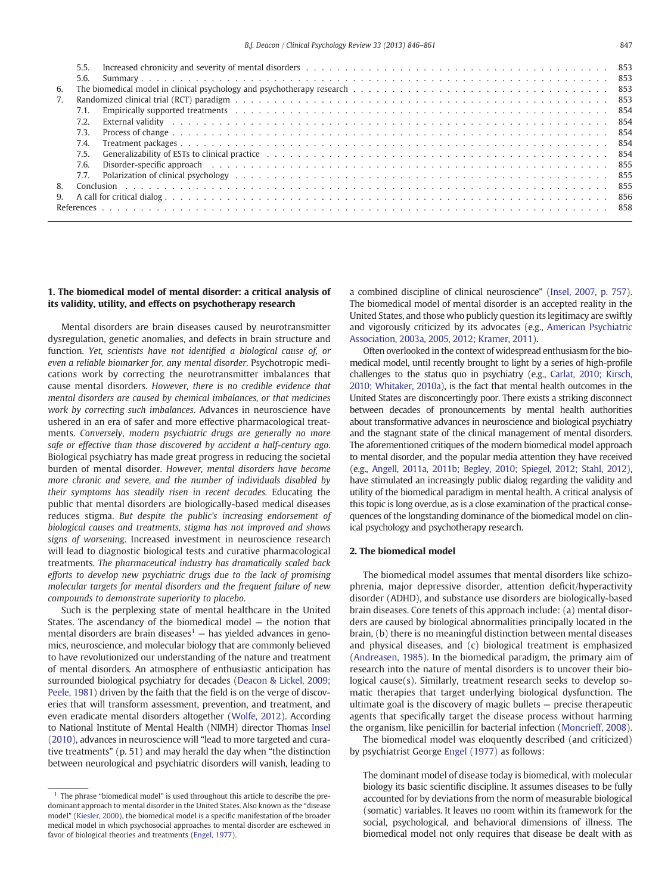| | | |
|---|---|---|
| 5.5. | Increased chronicity and severity of mental disorders | 853 |
| 5.6. | Summary | 853 |
| 6. | The biomedical model in clinical psychology and psychotherapy research | 853 |
| 7. | Randomized clinical trial (RCT) paradigm | 853 |
| 7.1. | Empirically supported treatments | 854 |
| 7.2. | External validity | 854 |
| 7.3. | Process of change | 854 |
| 7.4. | Treatment packages | 854 |
| 7.5. | Generalizability of ESTs to clinical practice | 854 |
| 7.6. | Disorder-specific approach | 855 |
| 7.7. | Polarization of clinical psychology | 855 |
| 8. | Conclusion | 855 |
| 9. | A call for critical dialog | 856 |
| References | | 858 |

## 1. The biomedical model of mental disorder: a critical analysis of its validity, utility, and effects on psychotherapy research

Mental disorders are brain diseases caused by neurotransmitter dysregulation, genetic anomalies, and defects in brain structure and function. *Yet, scientists have not identified a biological cause of, or even a reliable biomarker for, any mental disorder.* Psychotropic medications work by correcting the neurotransmitter imbalances that cause mental disorders. *However, there is no credible evidence that mental disorders are caused by chemical imbalances, or that medicines work by correcting such imbalances.* Advances in neuroscience have ushered in an era of safer and more effective pharmacological treatments. *Conversely, modern psychiatric drugs are generally no more safe or effective than those discovered by accident a half-century ago.* Biological psychiatry has made great progress in reducing the societal burden of mental disorder. *However, mental disorders have become more chronic and severe, and the number of individuals disabled by their symptoms has steadily risen in recent decades.* Educating the public that mental disorders are biologically-based medical diseases reduces stigma. *But despite the public's increasing endorsement of biological causes and treatments, stigma has not improved and shows signs of worsening.* Increased investment in neuroscience research will lead to diagnostic biological tests and curative pharmacological treatments. *The pharmaceutical industry has dramatically scaled back efforts to develop new psychiatric drugs due to the lack of promising molecular targets for mental disorders and the frequent failure of new compounds to demonstrate superiority to placebo.*

Such is the perplexing state of mental healthcare in the United States. The ascendancy of the biomedical model — the notion that mental disorders are brain diseases[1] — has yielded advances in genomics, neuroscience, and molecular biology that are commonly believed to have revolutionized our understanding of the nature and treatment of mental disorders. An atmosphere of enthusiastic anticipation has surrounded biological psychiatry for decades (Deacon & Lickel, 2009; Peele, 1981) driven by the faith that the field is on the verge of discoveries that will transform assessment, prevention, and treatment, and even eradicate mental disorders altogether (Wolfe, 2012). According to National Institute of Mental Health (NIMH) director Thomas Insel (2010), advances in neuroscience will "lead to more targeted and curative treatments" (p. 51) and may herald the day when "the distinction between neurological and psychiatric disorders will vanish, leading to a combined discipline of clinical neuroscience" (Insel, 2007, p. 757). The biomedical model of mental disorder is an accepted reality in the United States, and those who publicly question its legitimacy are swiftly and vigorously criticized by its advocates (e.g., American Psychiatric Association, 2003a, 2005, 2012; Kramer, 2011).

Often overlooked in the context of widespread enthusiasm for the biomedical model, until recently brought to light by a series of high-profile challenges to the status quo in psychiatry (e.g., Carlat, 2010; Kirsch, 2010; Whitaker, 2010a), is the fact that mental health outcomes in the United States are disconcertingly poor. There exists a striking disconnect between decades of pronouncements by mental health authorities about transformative advances in neuroscience and biological psychiatry and the stagnant state of the clinical management of mental disorders. The aforementioned critiques of the modern biomedical model approach to mental disorder, and the popular media attention they have received (e.g., Angell, 2011a, 2011b; Begley, 2010; Spiegel, 2012; Stahl, 2012), have stimulated an increasingly public dialog regarding the validity and utility of the biomedical paradigm in mental health. A critical analysis of this topic is long overdue, as is a close examination of the practical consequences of the longstanding dominance of the biomedical model on clinical psychology and psychotherapy research.

## 2. The biomedical model

The biomedical model assumes that mental disorders like schizophrenia, major depressive disorder, attention deficit/hyperactivity disorder (ADHD), and substance use disorders are biologically-based brain diseases. Core tenets of this approach include: (a) mental disorders are caused by biological abnormalities principally located in the brain, (b) there is no meaningful distinction between mental diseases and physical diseases, and (c) biological treatment is emphasized (Andreasen, 1985). In the biomedical paradigm, the primary aim of research into the nature of mental disorders is to uncover their biological cause(s). Similarly, treatment research seeks to develop somatic therapies that target underlying biological dysfunction. The ultimate goal is the discovery of magic bullets — precise therapeutic agents that specifically target the disease process without harming the organism, like penicillin for bacterial infection (Moncrieff, 2008).

The biomedical model was eloquently described (and criticized) by psychiatrist George Engel (1977) as follows:

> The dominant model of disease today is biomedical, with molecular biology its basic scientific discipline. It assumes diseases to be fully accounted for by deviations from the norm of measurable biological (somatic) variables. It leaves no room within its framework for the social, psychological, and behavioral dimensions of illness. The biomedical model not only requires that disease be dealt with as

[1] The phrase "biomedical model" is used throughout this article to describe the predominant approach to mental disorder in the United States. Also known as the "disease model" (Kiesler, 2000), the biomedical model is a specific manifestation of the broader medical model in which psychosocial approaches to mental disorder are eschewed in favor of biological theories and treatments (Engel, 1977).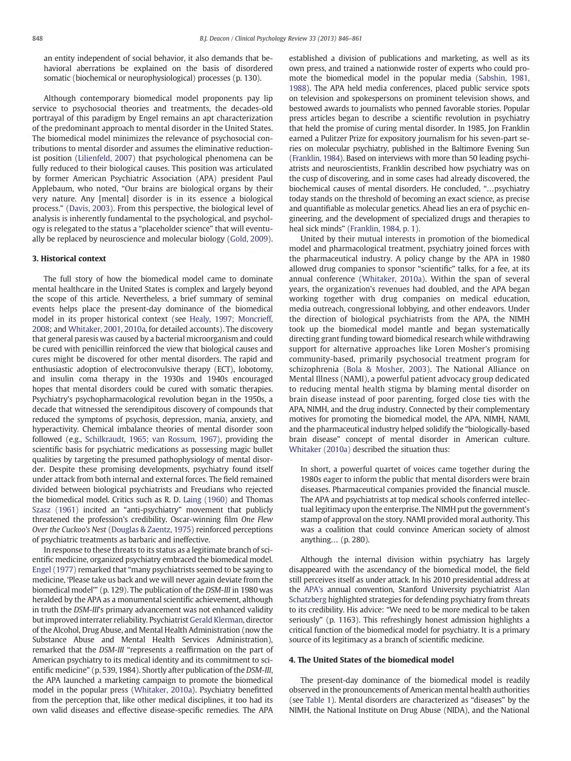an entity independent of social behavior, it also demands that behavioral aberrations be explained on the basis of disordered somatic (biochemical or neurophysiological) processes (p. 130).

Although contemporary biomedical model proponents pay lip service to psychosocial theories and treatments, the decades-old portrayal of this paradigm by Engel remains an apt characterization of the predominant approach to mental disorder in the United States. The biomedical model minimizes the relevance of psychosocial contributions to mental disorder and assumes the eliminative reductionist position (Lilienfeld, 2007) that psychological phenomena can be fully reduced to their biological causes. This position was articulated by former American Psychiatric Association (APA) president Paul Applebaum, who noted, "Our brains are biological organs by their very nature. Any [mental] disorder is in its essence a biological process." (Davis, 2003). From this perspective, the biological level of analysis is inherently fundamental to the psychological, and psychology is relegated to the status a "placeholder science" that will eventually be replaced by neuroscience and molecular biology (Gold, 2009).

## 3. Historical context

The full story of how the biomedical model came to dominate mental healthcare in the United States is complex and largely beyond the scope of this article. Nevertheless, a brief summary of seminal events helps place the present-day dominance of the biomedical model in its proper historical context (see Healy, 1997; Moncrieff, 2008; and Whitaker, 2001, 2010a, for detailed accounts). The discovery that general paresis was caused by a bacterial microorganism and could be cured with penicillin reinforced the view that biological causes and cures might be discovered for other mental disorders. The rapid and enthusiastic adoption of electroconvulsive therapy (ECT), lobotomy, and insulin coma therapy in the 1930s and 1940s encouraged hopes that mental disorders could be cured with somatic therapies. Psychiatry's psychopharmacological revolution began in the 1950s, a decade that witnessed the serendipitous discovery of compounds that reduced the symptoms of psychosis, depression, mania, anxiety, and hyperactivity. Chemical imbalance theories of mental disorder soon followed (e.g., Schilkraudt, 1965; van Rossum, 1967), providing the scientific basis for psychiatric medications as possessing magic bullet qualities by targeting the presumed pathophysiology of mental disorder. Despite these promising developments, psychiatry found itself under attack from both internal and external forces. The field remained divided between biological psychiatrists and Freudians who rejected the biomedical model. Critics such as R. D. Laing (1960) and Thomas Szasz (1961) incited an "anti-psychiatry" movement that publicly threatened the profession's credibility. Oscar-winning film *One Flew Over the Cuckoo's Nest* (Douglas & Zaentz, 1975) reinforced perceptions of psychiatric treatments as barbaric and ineffective.

In response to these threats to its status as a legitimate branch of scientific medicine, organized psychiatry embraced the biomedical model. Engel (1977) remarked that "many psychiatrists seemed to be saying to medicine, 'Please take us back and we will never again deviate from the biomedical model'" (p. 129). The publication of the *DSM-III* in 1980 was heralded by the APA as a monumental scientific achievement, although in truth the *DSM-III*'s primary advancement was not enhanced validity but improved interrater reliability. Psychiatrist Gerald Klerman, director of the Alcohol, Drug Abuse, and Mental Health Administration (now the Substance Abuse and Mental Health Services Administration), remarked that the *DSM-III* "represents a reaffirmation on the part of American psychiatry to its medical identity and its commitment to scientific medicine" (p. 539, 1984). Shortly after publication of the *DSM-III*, the APA launched a marketing campaign to promote the biomedical model in the popular press (Whitaker, 2010a). Psychiatry benefitted from the perception that, like other medical disciplines, it too had its own valid diseases and effective disease-specific remedies. The APA established a division of publications and marketing, as well as its own press, and trained a nationwide roster of experts who could promote the biomedical model in the popular media (Sabshin, 1981, 1988). The APA held media conferences, placed public service spots on television and spokespersons on prominent television shows, and bestowed awards to journalists who penned favorable stories. Popular press articles began to describe a scientific revolution in psychiatry that held the promise of curing mental disorder. In 1985, Jon Franklin earned a Pulitzer Prize for expository journalism for his seven-part series on molecular psychiatry, published in the Baltimore Evening Sun (Franklin, 1984). Based on interviews with more than 50 leading psychiatrists and neuroscientists, Franklin described how psychiatry was on the cusp of discovering, and in some cases had already discovered, the biochemical causes of mental disorders. He concluded, "…psychiatry today stands on the threshold of becoming an exact science, as precise and quantifiable as molecular genetics. Ahead lies an era of psychic engineering, and the development of specialized drugs and therapies to heal sick minds" (Franklin, 1984, p. 1).

United by their mutual interests in promotion of the biomedical model and pharmacological treatment, psychiatry joined forces with the pharmaceutical industry. A policy change by the APA in 1980 allowed drug companies to sponsor "scientific" talks, for a fee, at its annual conference (Whitaker, 2010a). Within the span of several years, the organization's revenues had doubled, and the APA began working together with drug companies on medical education, media outreach, congressional lobbying, and other endeavors. Under the direction of biological psychiatrists from the APA, the NIMH took up the biomedical model mantle and began systematically directing grant funding toward biomedical research while withdrawing support for alternative approaches like Loren Mosher's promising community-based, primarily psychosocial treatment program for schizophrenia (Bola & Mosher, 2003). The National Alliance on Mental Illness (NAMI), a powerful patient advocacy group dedicated to reducing mental health stigma by blaming mental disorder on brain disease instead of poor parenting, forged close ties with the APA, NIMH, and the drug industry. Connected by their complementary motives for promoting the biomedical model, the APA, NIMH, NAMI, and the pharmaceutical industry helped solidify the "biologically-based brain disease" concept of mental disorder in American culture. Whitaker (2010a) described the situation thus:

> In short, a powerful quartet of voices came together during the 1980s eager to inform the public that mental disorders were brain diseases. Pharmaceutical companies provided the financial muscle. The APA and psychiatrists at top medical schools conferred intellectual legitimacy upon the enterprise. The NIMH put the government's stamp of approval on the story. NAMI provided moral authority. This was a coalition that could convince American society of almost anything… (p. 280).

Although the internal division within psychiatry has largely disappeared with the ascendancy of the biomedical model, the field still perceives itself as under attack. In his 2010 presidential address at the APA's annual convention, Stanford University psychiatrist Alan Schatzberg highlighted strategies for defending psychiatry from threats to its credibility. His advice: "We need to be more medical to be taken seriously" (p. 1163). This refreshingly honest admission highlights a critical function of the biomedical model for psychiatry. It is a primary source of its legitimacy as a branch of scientific medicine.

## 4. The United States of the biomedical model

The present-day dominance of the biomedical model is readily observed in the pronouncements of American mental health authorities (see Table 1). Mental disorders are characterized as "diseases" by the NIMH, the National Institute on Drug Abuse (NIDA), and the National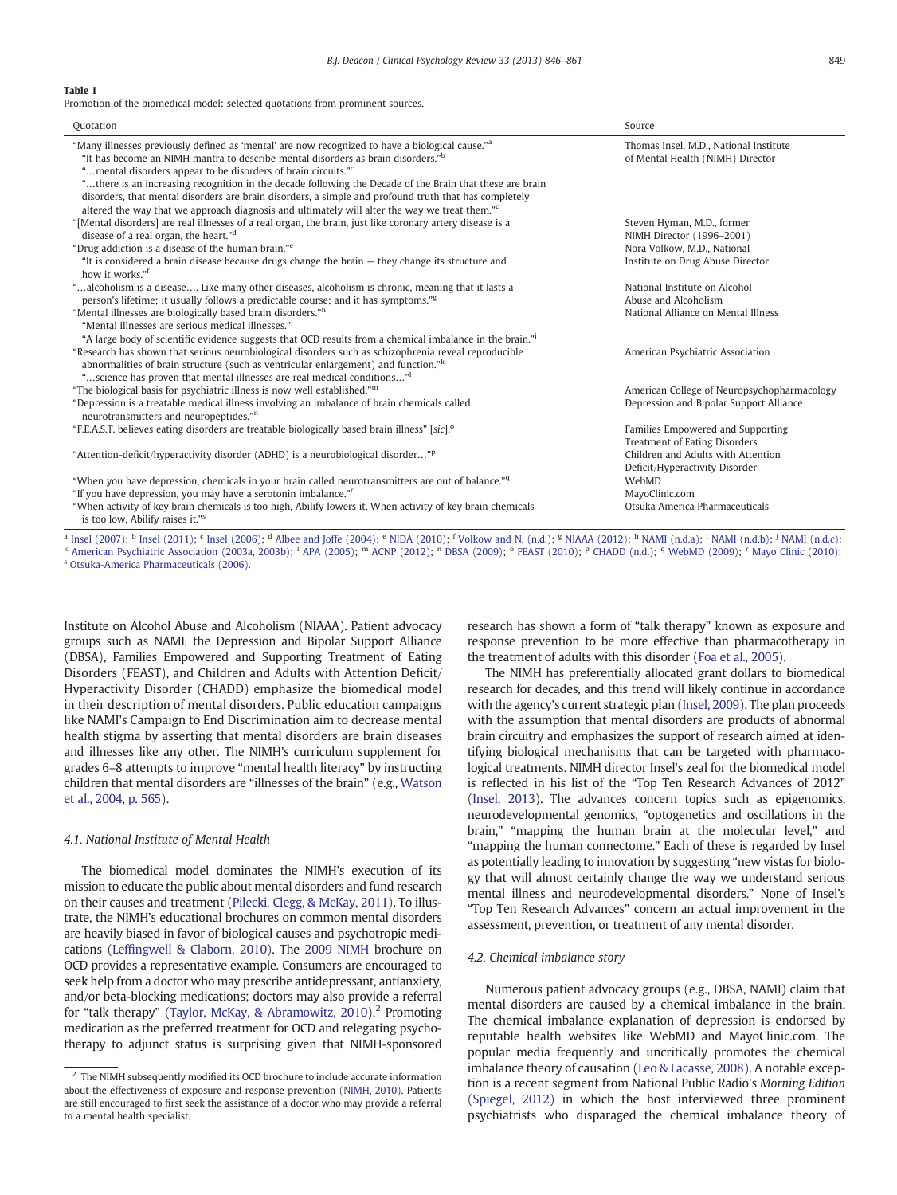**Table 1**
Promotion of the biomedical model: selected quotations from prominent sources.

| Quotation | Source |
|---|---|
| "Many illnesses previously defined as 'mental' are now recognized to have a biological cause."[a] "It has become an NIMH mantra to describe mental disorders as brain disorders."[b] "…mental disorders appear to be disorders of brain circuits."[c] "…there is an increasing recognition in the decade following the Decade of the Brain that these are brain disorders, that mental disorders are brain disorders, a simple and profound truth that has completely altered the way that we approach diagnosis and ultimately will alter the way we treat them."[c] | Thomas Insel, M.D., National Institute of Mental Health (NIMH) Director |
| "[Mental disorders] are real illnesses of a real organ, the brain, just like coronary artery disease is a disease of a real organ, the heart."[d] | Steven Hyman, M.D., former NIMH Director (1996–2001) |
| "Drug addiction is a disease of the human brain."[e] "It is considered a brain disease because drugs change the brain — they change its structure and how it works."[f] | Nora Volkow, M.D., National Institute on Drug Abuse Director |
| "…alcoholism is a disease…. Like many other diseases, alcoholism is chronic, meaning that it lasts a person's lifetime; it usually follows a predictable course; and it has symptoms."[g] | National Institute on Alcohol Abuse and Alcoholism |
| "Mental illnesses are biologically based brain disorders."[h] "Mental illnesses are serious medical illnesses."[i] "A large body of scientific evidence suggests that OCD results from a chemical imbalance in the brain."[j] | National Alliance on Mental Illness |
| "Research has shown that serious neurobiological disorders such as schizophrenia reveal reproducible abnormalities of brain structure (such as ventricular enlargement) and function."[k] "…science has proven that mental illnesses are real medical conditions…"[l] | American Psychiatric Association |
| "The biological basis for psychiatric illness is now well established."[m] | American College of Neuropsychopharmacology |
| "Depression is a treatable medical illness involving an imbalance of brain chemicals called neurotransmitters and neuropeptides."[n] | Depression and Bipolar Support Alliance |
| "F.E.A.S.T. believes eating disorders are treatable biologically based brain illness" [*sic*].[o] | Families Empowered and Supporting Treatment of Eating Disorders |
| "Attention-deficit/hyperactivity disorder (ADHD) is a neurobiological disorder…"[p] | Children and Adults with Attention Deficit/Hyperactivity Disorder |
| "When you have depression, chemicals in your brain called neurotransmitters are out of balance."[q] | WebMD |
| "If you have depression, you may have a serotonin imbalance."[r] | MayoClinic.com |
| "When activity of key brain chemicals is too high, Abilify lowers it. When activity of key brain chemicals is too low, Abilify raises it."[s] | Otsuka America Pharmaceuticals |

[a] Insel (2007); [b] Insel (2011); [c] Insel (2006); [d] Albee and Joffe (2004); [e] NIDA (2010); [f] Volkow and N. (n.d.); [g] NIAAA (2012); [h] NAMI (n.d.a); [i] NAMI (n.d.b); [j] NAMI (n.d.c); [k] American Psychiatric Association (2003a, 2003b); [l] APA (2005); [m] ACNP (2012); [n] DBSA (2009); [o] FEAST (2010); [p] CHADD (n.d.); [q] WebMD (2009); [r] Mayo Clinic (2010); [s] Otsuka-America Pharmaceuticals (2006).

Institute on Alcohol Abuse and Alcoholism (NIAAA). Patient advocacy groups such as NAMI, the Depression and Bipolar Support Alliance (DBSA), Families Empowered and Supporting Treatment of Eating Disorders (FEAST), and Children and Adults with Attention Deficit/Hyperactivity Disorder (CHADD) emphasize the biomedical model in their description of mental disorders. Public education campaigns like NAMI's Campaign to End Discrimination aim to decrease mental health stigma by asserting that mental disorders are brain diseases and illnesses like any other. The NIMH's curriculum supplement for grades 6–8 attempts to improve "mental health literacy" by instructing children that mental disorders are "illnesses of the brain" (e.g., Watson et al., 2004, p. 565).

### 4.1. National Institute of Mental Health

The biomedical model dominates the NIMH's execution of its mission to educate the public about mental disorders and fund research on their causes and treatment (Pilecki, Clegg, & McKay, 2011). To illustrate, the NIMH's educational brochures on common mental disorders are heavily biased in favor of biological causes and psychotropic medications (Leffingwell & Claborn, 2010). The 2009 NIMH brochure on OCD provides a representative example. Consumers are encouraged to seek help from a doctor who may prescribe antidepressant, antianxiety, and/or beta-blocking medications; doctors may also provide a referral for "talk therapy" (Taylor, McKay, & Abramowitz, 2010).[2] Promoting medication as the preferred treatment for OCD and relegating psychotherapy to adjunct status is surprising given that NIMH-sponsored research has shown a form of "talk therapy" known as exposure and response prevention to be more effective than pharmacotherapy in the treatment of adults with this disorder (Foa et al., 2005).

The NIMH has preferentially allocated grant dollars to biomedical research for decades, and this trend will likely continue in accordance with the agency's current strategic plan (Insel, 2009). The plan proceeds with the assumption that mental disorders are products of abnormal brain circuitry and emphasizes the support of research aimed at identifying biological mechanisms that can be targeted with pharmacological treatments. NIMH director Insel's zeal for the biomedical model is reflected in his list of the "Top Ten Research Advances of 2012" (Insel, 2013). The advances concern topics such as epigenomics, neurodevelopmental genomics, "optogenetics and oscillations in the brain," "mapping the human brain at the molecular level," and "mapping the human connectome." Each of these is regarded by Insel as potentially leading to innovation by suggesting "new vistas for biology that will almost certainly change the way we understand serious mental illness and neurodevelopmental disorders." None of Insel's "Top Ten Research Advances" concern an actual improvement in the assessment, prevention, or treatment of any mental disorder.

### 4.2. Chemical imbalance story

Numerous patient advocacy groups (e.g., DBSA, NAMI) claim that mental disorders are caused by a chemical imbalance in the brain. The chemical imbalance explanation of depression is endorsed by reputable health websites like WebMD and MayoClinic.com. The popular media frequently and uncritically promotes the chemical imbalance theory of causation (Leo & Lacasse, 2008). A notable exception is a recent segment from National Public Radio's *Morning Edition* (Spiegel, 2012) in which the host interviewed three prominent psychiatrists who disparaged the chemical imbalance theory of

[2] The NIMH subsequently modified its OCD brochure to include accurate information about the effectiveness of exposure and response prevention (NIMH, 2010). Patients are still encouraged to first seek the assistance of a doctor who may provide a referral to a mental health specialist.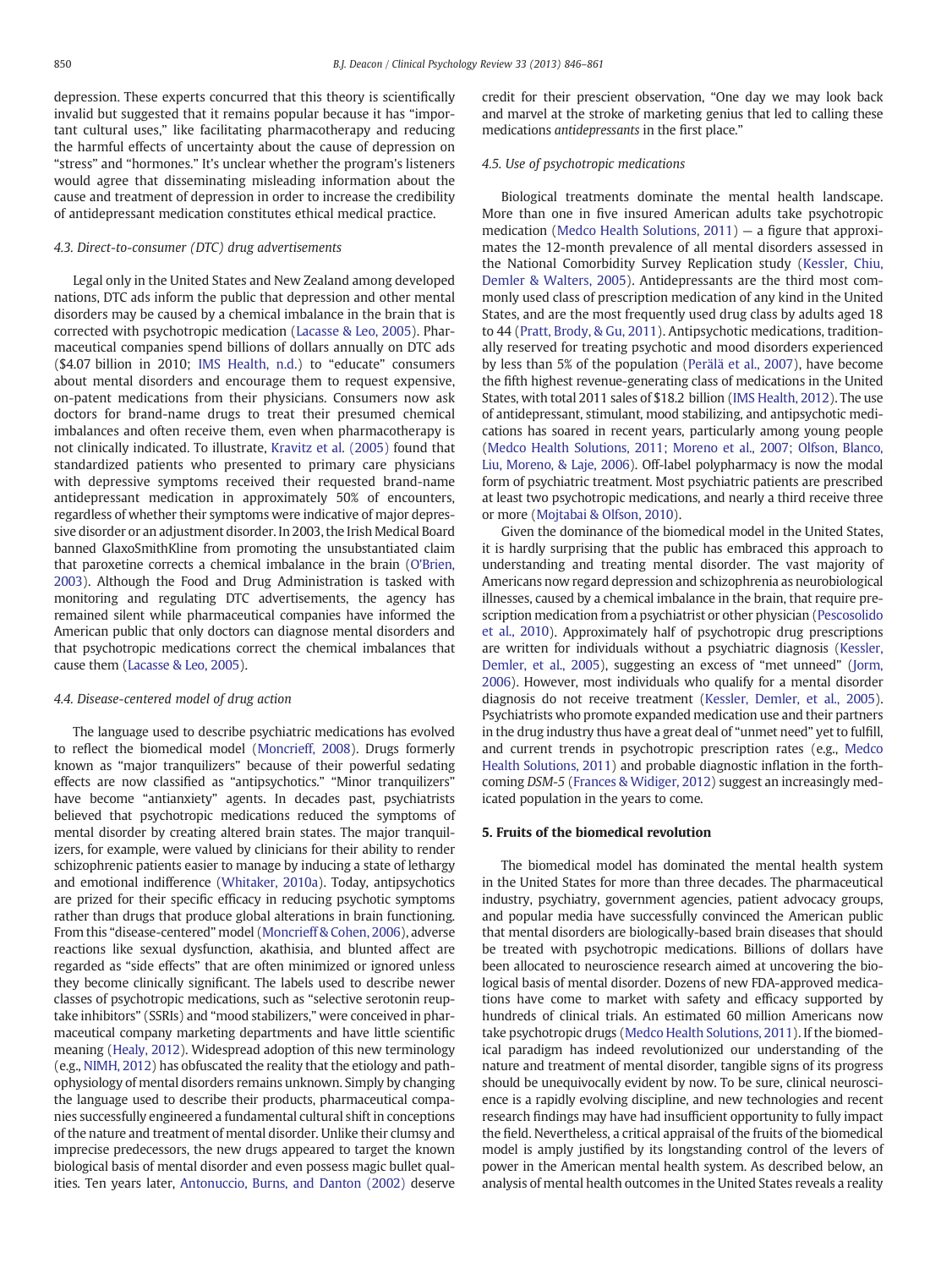depression. These experts concurred that this theory is scientifically invalid but suggested that it remains popular because it has "important cultural uses," like facilitating pharmacotherapy and reducing the harmful effects of uncertainty about the cause of depression on "stress" and "hormones." It's unclear whether the program's listeners would agree that disseminating misleading information about the cause and treatment of depression in order to increase the credibility of antidepressant medication constitutes ethical medical practice.

### 4.3. Direct-to-consumer (DTC) drug advertisements

Legal only in the United States and New Zealand among developed nations, DTC ads inform the public that depression and other mental disorders may be caused by a chemical imbalance in the brain that is corrected with psychotropic medication (Lacasse & Leo, 2005). Pharmaceutical companies spend billions of dollars annually on DTC ads ($4.07 billion in 2010; IMS Health, n.d.) to "educate" consumers about mental disorders and encourage them to request expensive, on-patent medications from their physicians. Consumers now ask doctors for brand-name drugs to treat their presumed chemical imbalances and often receive them, even when pharmacotherapy is not clinically indicated. To illustrate, Kravitz et al. (2005) found that standardized patients who presented to primary care physicians with depressive symptoms received their requested brand-name antidepressant medication in approximately 50% of encounters, regardless of whether their symptoms were indicative of major depressive disorder or an adjustment disorder. In 2003, the Irish Medical Board banned GlaxoSmithKline from promoting the unsubstantiated claim that paroxetine corrects a chemical imbalance in the brain (O'Brien, 2003). Although the Food and Drug Administration is tasked with monitoring and regulating DTC advertisements, the agency has remained silent while pharmaceutical companies have informed the American public that only doctors can diagnose mental disorders and that psychotropic medications correct the chemical imbalances that cause them (Lacasse & Leo, 2005).

### 4.4. Disease-centered model of drug action

The language used to describe psychiatric medications has evolved to reflect the biomedical model (Moncrieff, 2008). Drugs formerly known as "major tranquilizers" because of their powerful sedating effects are now classified as "antipsychotics." "Minor tranquilizers" have become "antianxiety" agents. In decades past, psychiatrists believed that psychotropic medications reduced the symptoms of mental disorder by creating altered brain states. The major tranquilizers, for example, were valued by clinicians for their ability to render schizophrenic patients easier to manage by inducing a state of lethargy and emotional indifference (Whitaker, 2010a). Today, antipsychotics are prized for their specific efficacy in reducing psychotic symptoms rather than drugs that produce global alterations in brain functioning. From this "disease-centered" model (Moncrieff & Cohen, 2006), adverse reactions like sexual dysfunction, akathisia, and blunted affect are regarded as "side effects" that are often minimized or ignored unless they become clinically significant. The labels used to describe newer classes of psychotropic medications, such as "selective serotonin reuptake inhibitors" (SSRIs) and "mood stabilizers," were conceived in pharmaceutical company marketing departments and have little scientific meaning (Healy, 2012). Widespread adoption of this new terminology (e.g., NIMH, 2012) has obfuscated the reality that the etiology and pathophysiology of mental disorders remains unknown. Simply by changing the language used to describe their products, pharmaceutical companies successfully engineered a fundamental cultural shift in conceptions of the nature and treatment of mental disorder. Unlike their clumsy and imprecise predecessors, the new drugs appeared to target the known biological basis of mental disorder and even possess magic bullet qualities. Ten years later, Antonuccio, Burns, and Danton (2002) deserve credit for their prescient observation, "One day we may look back and marvel at the stroke of marketing genius that led to calling these medications *antidepressants* in the first place."

### 4.5. Use of psychotropic medications

Biological treatments dominate the mental health landscape. More than one in five insured American adults take psychotropic medication (Medco Health Solutions, 2011) — a figure that approximates the 12-month prevalence of all mental disorders assessed in the National Comorbidity Survey Replication study (Kessler, Chiu, Demler & Walters, 2005). Antidepressants are the third most commonly used class of prescription medication of any kind in the United States, and are the most frequently used drug class by adults aged 18 to 44 (Pratt, Brody, & Gu, 2011). Antipsychotic medications, traditionally reserved for treating psychotic and mood disorders experienced by less than 5% of the population (Perälä et al., 2007), have become the fifth highest revenue-generating class of medications in the United States, with total 2011 sales of $18.2 billion (IMS Health, 2012). The use of antidepressant, stimulant, mood stabilizing, and antipsychotic medications has soared in recent years, particularly among young people (Medco Health Solutions, 2011; Moreno et al., 2007; Olfson, Blanco, Liu, Moreno, & Laje, 2006). Off-label polypharmacy is now the modal form of psychiatric treatment. Most psychiatric patients are prescribed at least two psychotropic medications, and nearly a third receive three or more (Mojtabai & Olfson, 2010).

Given the dominance of the biomedical model in the United States, it is hardly surprising that the public has embraced this approach to understanding and treating mental disorder. The vast majority of Americans now regard depression and schizophrenia as neurobiological illnesses, caused by a chemical imbalance in the brain, that require prescription medication from a psychiatrist or other physician (Pescosolido et al., 2010). Approximately half of psychotropic drug prescriptions are written for individuals without a psychiatric diagnosis (Kessler, Demler, et al., 2005), suggesting an excess of "met unneed" (Jorm, 2006). However, most individuals who qualify for a mental disorder diagnosis do not receive treatment (Kessler, Demler, et al., 2005). Psychiatrists who promote expanded medication use and their partners in the drug industry thus have a great deal of "unmet need" yet to fulfill, and current trends in psychotropic prescription rates (e.g., Medco Health Solutions, 2011) and probable diagnostic inflation in the forthcoming *DSM-5* (Frances & Widiger, 2012) suggest an increasingly medicated population in the years to come.

## 5. Fruits of the biomedical revolution

The biomedical model has dominated the mental health system in the United States for more than three decades. The pharmaceutical industry, psychiatry, government agencies, patient advocacy groups, and popular media have successfully convinced the American public that mental disorders are biologically-based brain diseases that should be treated with psychotropic medications. Billions of dollars have been allocated to neuroscience research aimed at uncovering the biological basis of mental disorder. Dozens of new FDA-approved medications have come to market with safety and efficacy supported by hundreds of clinical trials. An estimated 60 million Americans now take psychotropic drugs (Medco Health Solutions, 2011). If the biomedical paradigm has indeed revolutionized our understanding of the nature and treatment of mental disorder, tangible signs of its progress should be unequivocally evident by now. To be sure, clinical neuroscience is a rapidly evolving discipline, and new technologies and recent research findings may have had insufficient opportunity to fully impact the field. Nevertheless, a critical appraisal of the fruits of the biomedical model is amply justified by its longstanding control of the levers of power in the American mental health system. As described below, an analysis of mental health outcomes in the United States reveals a reality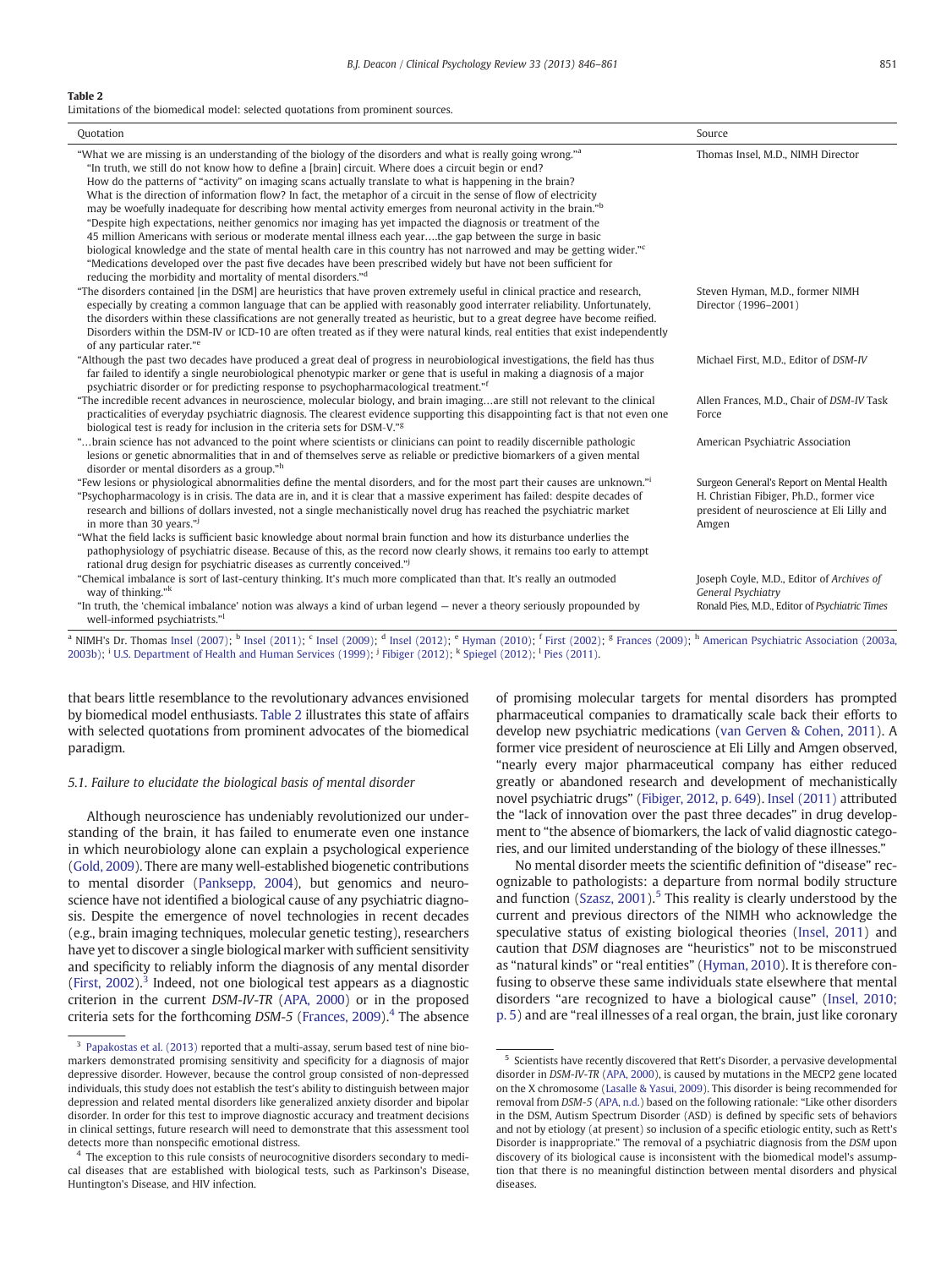**Table 2**
Limitations of the biomedical model: selected quotations from prominent sources.

| Quotation | Source |
|---|---|
| "What we are missing is an understanding of the biology of the disorders and what is really going wrong."[a] "In truth, we still do not know how to define a [brain] circuit. Where does a circuit begin or end? How do the patterns of "activity" on imaging scans actually translate to what is happening in the brain? What is the direction of information flow? In fact, the metaphor of a circuit in the sense of flow of electricity may be woefully inadequate for describing how mental activity emerges from neuronal activity in the brain."[b] "Despite high expectations, neither genomics nor imaging has yet impacted the diagnosis or treatment of the 45 million Americans with serious or moderate mental illness each year….the gap between the surge in basic biological knowledge and the state of mental health care in this country has not narrowed and may be getting wider."[c] "Medications developed over the past five decades have been prescribed widely but have not been sufficient for reducing the morbidity and mortality of mental disorders."[d] | Thomas Insel, M.D., NIMH Director |
| "The disorders contained [in the DSM] are heuristics that have proven extremely useful in clinical practice and research, especially by creating a common language that can be applied with reasonably good interrater reliability. Unfortunately, the disorders within these classifications are not generally treated as heuristic, but to a great degree have become reified. Disorders within the DSM-IV or ICD-10 are often treated as if they were natural kinds, real entities that exist independently of any particular rater."[e] | Steven Hyman, M.D., former NIMH Director (1996–2001) |
| "Although the past two decades have produced a great deal of progress in neurobiological investigations, the field has thus far failed to identify a single neurobiological phenotypic marker or gene that is useful in making a diagnosis of a major psychiatric disorder or for predicting response to psychopharmacological treatment."[f] | Michael First, M.D., Editor of *DSM-IV* |
| "The incredible recent advances in neuroscience, molecular biology, and brain imaging…are still not relevant to the clinical practicalities of everyday psychiatric diagnosis. The clearest evidence supporting this disappointing fact is that not even one biological test is ready for inclusion in the criteria sets for DSM-V."[g] | Allen Frances, M.D., Chair of *DSM-IV* Task Force |
| "…brain science has not advanced to the point where scientists or clinicians can point to readily discernible pathologic lesions or genetic abnormalities that in and of themselves serve as reliable or predictive biomarkers of a given mental disorder or mental disorders as a group."[h] | American Psychiatric Association |
| "Few lesions or physiological abnormalities define the mental disorders, and for the most part their causes are unknown."[i] | Surgeon General's Report on Mental Health |
| "Psychopharmacology is in crisis. The data are in, and it is clear that a massive experiment has failed: despite decades of research and billions of dollars invested, not a single mechanistically novel drug has reached the psychiatric market in more than 30 years."[j] "What the field lacks is sufficient basic knowledge about normal brain function and how its disturbance underlies the pathophysiology of psychiatric disease. Because of this, as the record now clearly shows, it remains too early to attempt rational drug design for psychiatric diseases as currently conceived."[j] | H. Christian Fibiger, Ph.D., former vice president of neuroscience at Eli Lilly and Amgen |
| "Chemical imbalance is sort of last-century thinking. It's much more complicated than that. It's really an outmoded way of thinking."[k] | Joseph Coyle, M.D., Editor of *Archives of General Psychiatry* |
| "In truth, the 'chemical imbalance' notion was always a kind of urban legend — never a theory seriously propounded by well-informed psychiatrists."[l] | Ronald Pies, M.D., Editor of *Psychiatric Times* |

[a] NIMH's Dr. Thomas Insel (2007); [b] Insel (2011); [c] Insel (2009); [d] Insel (2012); [e] Hyman (2010); [f] First (2002); [g] Frances (2009); [h] American Psychiatric Association (2003a, 2003b); [i] U.S. Department of Health and Human Services (1999); [j] Fibiger (2012); [k] Spiegel (2012); [l] Pies (2011).

that bears little resemblance to the revolutionary advances envisioned by biomedical model enthusiasts. Table 2 illustrates this state of affairs with selected quotations from prominent advocates of the biomedical paradigm.

### 5.1. Failure to elucidate the biological basis of mental disorder

Although neuroscience has undeniably revolutionized our understanding of the brain, it has failed to enumerate even one instance in which neurobiology alone can explain a psychological experience (Gold, 2009). There are many well-established biogenetic contributions to mental disorder (Panksepp, 2004), but genomics and neuroscience have not identified a biological cause of any psychiatric diagnosis. Despite the emergence of novel technologies in recent decades (e.g., brain imaging techniques, molecular genetic testing), researchers have yet to discover a single biological marker with sufficient sensitivity and specificity to reliably inform the diagnosis of any mental disorder (First, 2002).[3] Indeed, not one biological test appears as a diagnostic criterion in the current *DSM-IV-TR* (APA, 2000) or in the proposed criteria sets for the forthcoming *DSM-5* (Frances, 2009).[4] The absence of promising molecular targets for mental disorders has prompted pharmaceutical companies to dramatically scale back their efforts to develop new psychiatric medications (van Gerven & Cohen, 2011). A former vice president of neuroscience at Eli Lilly and Amgen observed, "nearly every major pharmaceutical company has either reduced greatly or abandoned research and development of mechanistically novel psychiatric drugs" (Fibiger, 2012, p. 649). Insel (2011) attributed the "lack of innovation over the past three decades" in drug development to "the absence of biomarkers, the lack of valid diagnostic categories, and our limited understanding of the biology of these illnesses."

No mental disorder meets the scientific definition of "disease" recognizable to pathologists: a departure from normal bodily structure and function (Szasz, 2001).[5] This reality is clearly understood by the current and previous directors of the NIMH who acknowledge the speculative status of existing biological theories (Insel, 2011) and caution that *DSM* diagnoses are "heuristics" not to be misconstrued as "natural kinds" or "real entities" (Hyman, 2010). It is therefore confusing to observe these same individuals state elsewhere that mental disorders "are recognized to have a biological cause" (Insel, 2010; p. 5) and are "real illnesses of a real organ, the brain, just like coronary

[3] Papakostas et al. (2013) reported that a multi-assay, serum based test of nine biomarkers demonstrated promising sensitivity and specificity for a diagnosis of major depressive disorder. However, because the control group consisted of non-depressed individuals, this study does not establish the test's ability to distinguish between major depression and related mental disorders like generalized anxiety disorder and bipolar disorder. In order for this test to improve diagnostic accuracy and treatment decisions in clinical settings, future research will need to demonstrate that this assessment tool detects more than nonspecific emotional distress.

[4] The exception to this rule consists of neurocognitive disorders secondary to medical diseases that are established with biological tests, such as Parkinson's Disease, Huntington's Disease, and HIV infection.

[5] Scientists have recently discovered that Rett's Disorder, a pervasive developmental disorder in *DSM-IV-TR* (APA, 2000), is caused by mutations in the MECP2 gene located on the X chromosome (Lasalle & Yasui, 2009). This disorder is being recommended for removal from *DSM-5* (APA, n.d.) based on the following rationale: "Like other disorders in the DSM, Autism Spectrum Disorder (ASD) is defined by specific sets of behaviors and not by etiology (at present) so inclusion of a specific etiologic entity, such as Rett's Disorder is inappropriate." The removal of a psychiatric diagnosis from the *DSM* upon discovery of its biological cause is inconsistent with the biomedical model's assumption that there is no meaningful distinction between mental disorders and physical diseases.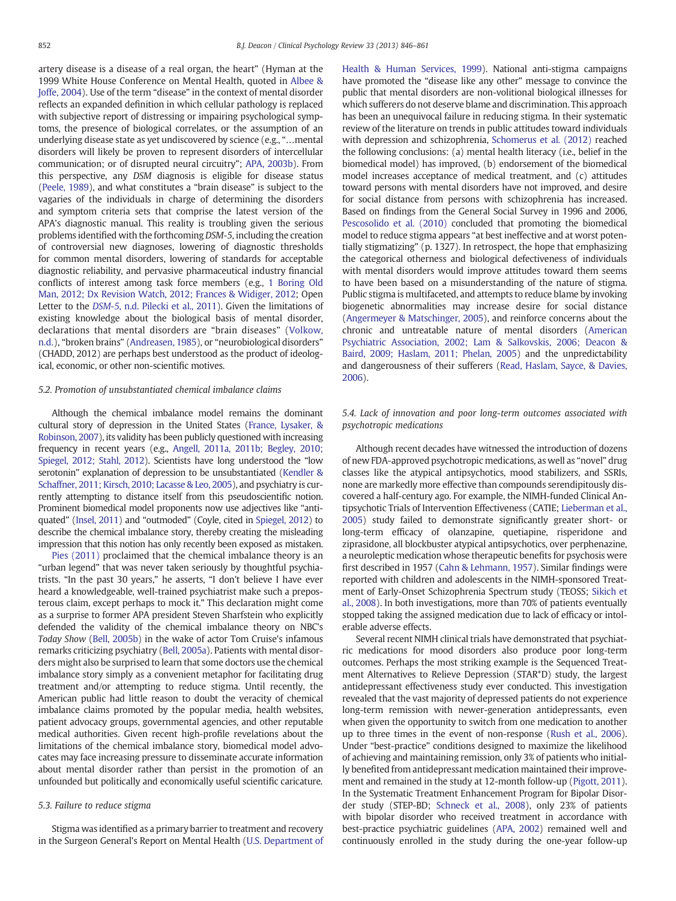artery disease is a disease of a real organ, the heart" (Hyman at the 1999 White House Conference on Mental Health, quoted in Albee & Joffe, 2004). Use of the term "disease" in the context of mental disorder reflects an expanded definition in which cellular pathology is replaced with subjective report of distressing or impairing psychological symptoms, the presence of biological correlates, or the assumption of an underlying disease state as yet undiscovered by science (e.g., "…mental disorders will likely be proven to represent disorders of intercellular communication; or of disrupted neural circuitry"; APA, 2003b). From this perspective, any *DSM* diagnosis is eligible for disease status (Peele, 1989), and what constitutes a "brain disease" is subject to the vagaries of the individuals in charge of determining the disorders and symptom criteria sets that comprise the latest version of the APA's diagnostic manual. This reality is troubling given the serious problems identified with the forthcoming *DSM-5*, including the creation of controversial new diagnoses, lowering of diagnostic thresholds for common mental disorders, lowering of standards for acceptable diagnostic reliability, and pervasive pharmaceutical industry financial conflicts of interest among task force members (e.g., 1 Boring Old Man, 2012; Dx Revision Watch, 2012; Frances & Widiger, 2012; Open Letter to the *DSM-5*, n.d. Pilecki et al., 2011). Given the limitations of existing knowledge about the biological basis of mental disorder, declarations that mental disorders are "brain diseases" (Volkow, n.d.), "broken brains" (Andreasen, 1985), or "neurobiological disorders" (CHADD, 2012) are perhaps best understood as the product of ideological, economic, or other non-scientific motives.

### 5.2. Promotion of unsubstantiated chemical imbalance claims

Although the chemical imbalance model remains the dominant cultural story of depression in the United States (France, Lysaker, & Robinson, 2007), its validity has been publicly questioned with increasing frequency in recent years (e.g., Angell, 2011a, 2011b; Begley, 2010; Spiegel, 2012; Stahl, 2012). Scientists have long understood the "low serotonin" explanation of depression to be unsubstantiated (Kendler & Schaffner, 2011; Kirsch, 2010; Lacasse & Leo, 2005), and psychiatry is currently attempting to distance itself from this pseudoscientific notion. Prominent biomedical model proponents now use adjectives like "antiquated" (Insel, 2011) and "outmoded" (Coyle, cited in Spiegel, 2012) to describe the chemical imbalance story, thereby creating the misleading impression that this notion has only recently been exposed as mistaken. Pies (2011) proclaimed that the chemical imbalance theory is an "urban legend" that was never taken seriously by thoughtful psychiatrists. "In the past 30 years," he asserts, "I don't believe I have ever heard a knowledgeable, well-trained psychiatrist make such a preposterous claim, except perhaps to mock it." This declaration might come as a surprise to former APA president Steven Sharfstein who explicitly defended the validity of the chemical imbalance theory on NBC's *Today Show* (Bell, 2005b) in the wake of actor Tom Cruise's infamous remarks criticizing psychiatry (Bell, 2005a). Patients with mental disorders might also be surprised to learn that some doctors use the chemical imbalance story simply as a convenient metaphor for facilitating drug treatment and/or attempting to reduce stigma. Until recently, the American public had little reason to doubt the veracity of chemical imbalance claims promoted by the popular media, health websites, patient advocacy groups, governmental agencies, and other reputable medical authorities. Given recent high-profile revelations about the limitations of the chemical imbalance story, biomedical model advocates may face increasing pressure to disseminate accurate information about mental disorder rather than persist in the promotion of an unfounded but politically and economically useful scientific caricature.

### 5.3. Failure to reduce stigma

Stigma was identified as a primary barrier to treatment and recovery in the Surgeon General's Report on Mental Health (U.S. Department of Health & Human Services, 1999). National anti-stigma campaigns have promoted the "disease like any other" message to convince the public that mental disorders are non-volitional biological illnesses for which sufferers do not deserve blame and discrimination. This approach has been an unequivocal failure in reducing stigma. In their systematic review of the literature on trends in public attitudes toward individuals with depression and schizophrenia, Schomerus et al. (2012) reached the following conclusions: (a) mental health literacy (i.e., belief in the biomedical model) has improved, (b) endorsement of the biomedical model increases acceptance of medical treatment, and (c) attitudes toward persons with mental disorders have not improved, and desire for social distance from persons with schizophrenia has increased. Based on findings from the General Social Survey in 1996 and 2006, Pescosolido et al. (2010) concluded that promoting the biomedical model to reduce stigma appears "at best ineffective and at worst potentially stigmatizing" (p. 1327). In retrospect, the hope that emphasizing the categorical otherness and biological defectiveness of individuals with mental disorders would improve attitudes toward them seems to have been based on a misunderstanding of the nature of stigma. Public stigma is multifaceted, and attempts to reduce blame by invoking biogenetic abnormalities may increase desire for social distance (Angermeyer & Matschinger, 2005), and reinforce concerns about the chronic and untreatable nature of mental disorders (American Psychiatric Association, 2002; Lam & Salkovskis, 2006; Deacon & Baird, 2009; Haslam, 2011; Phelan, 2005) and the unpredictability and dangerousness of their sufferers (Read, Haslam, Sayce, & Davies, 2006).

### 5.4. Lack of innovation and poor long-term outcomes associated with psychotropic medications

Although recent decades have witnessed the introduction of dozens of new FDA-approved psychotropic medications, as well as "novel" drug classes like the atypical antipsychotics, mood stabilizers, and SSRIs, none are markedly more effective than compounds serendipitously discovered a half-century ago. For example, the NIMH-funded Clinical Antipsychotic Trials of Intervention Effectiveness (CATIE; Lieberman et al., 2005) study failed to demonstrate significantly greater short- or long-term efficacy of olanzapine, quetiapine, risperidone and ziprasidone, all blockbuster atypical antipsychotics, over perphenazine, a neuroleptic medication whose therapeutic benefits for psychosis were first described in 1957 (Cahn & Lehmann, 1957). Similar findings were reported with children and adolescents in the NIMH-sponsored Treatment of Early-Onset Schizophrenia Spectrum study (TEOSS; Sikich et al., 2008). In both investigations, more than 70% of patients eventually stopped taking the assigned medication due to lack of efficacy or intolerable adverse effects.

Several recent NIMH clinical trials have demonstrated that psychiatric medications for mood disorders also produce poor long-term outcomes. Perhaps the most striking example is the Sequenced Treatment Alternatives to Relieve Depression (STAR*D) study, the largest antidepressant effectiveness study ever conducted. This investigation revealed that the vast majority of depressed patients do not experience long-term remission with newer-generation antidepressants, even when given the opportunity to switch from one medication to another up to three times in the event of non-response (Rush et al., 2006). Under "best-practice" conditions designed to maximize the likelihood of achieving and maintaining remission, only 3% of patients who initially benefited from antidepressant medication maintained their improvement and remained in the study at 12-month follow-up (Pigott, 2011). In the Systematic Treatment Enhancement Program for Bipolar Disorder study (STEP-BD; Schneck et al., 2008), only 23% of patients with bipolar disorder who received treatment in accordance with best-practice psychiatric guidelines (APA, 2002) remained well and continuously enrolled in the study during the one-year follow-up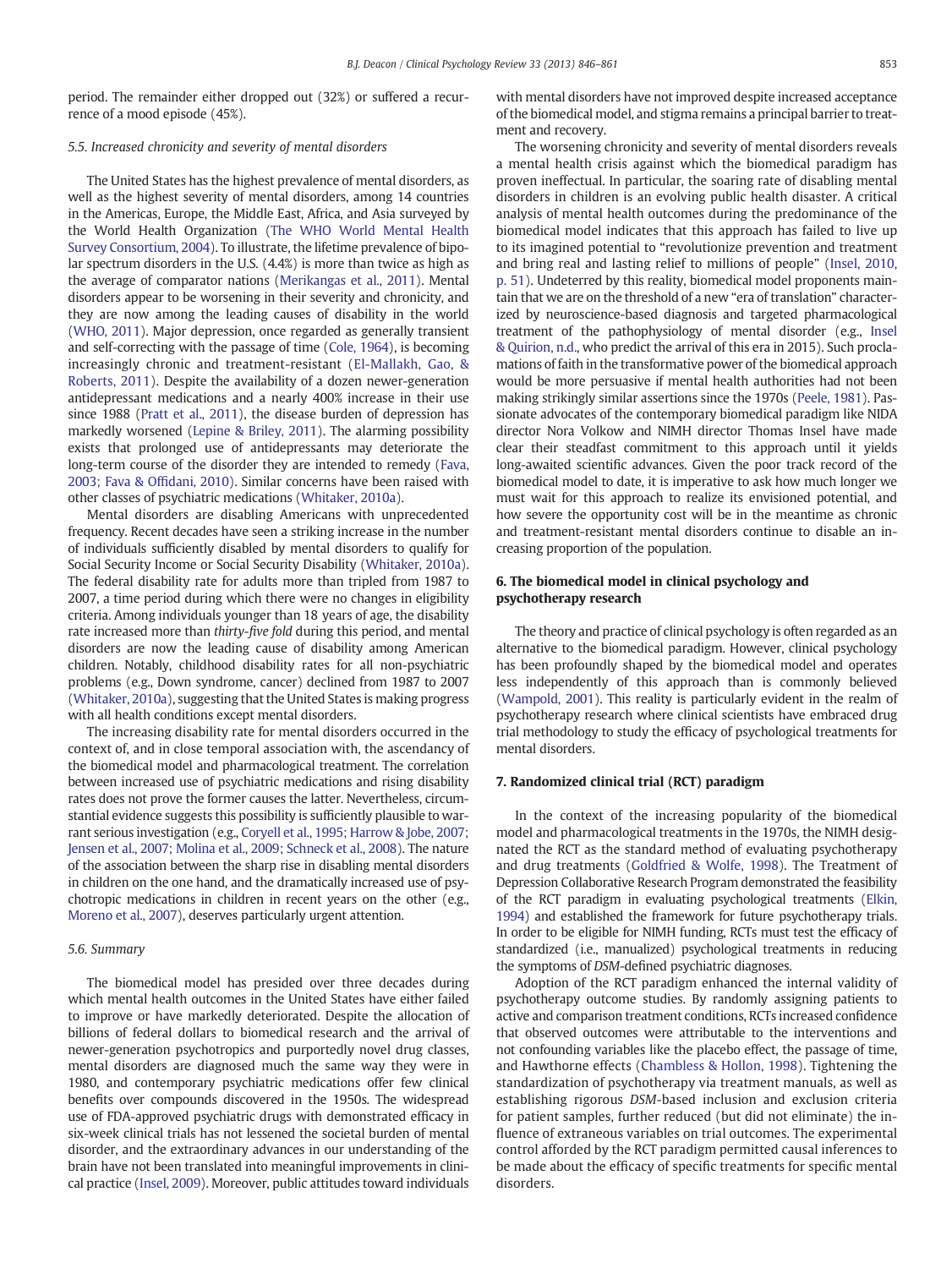period. The remainder either dropped out (32%) or suffered a recurrence of a mood episode (45%).

### 5.5. Increased chronicity and severity of mental disorders

The United States has the highest prevalence of mental disorders, as well as the highest severity of mental disorders, among 14 countries in the Americas, Europe, the Middle East, Africa, and Asia surveyed by the World Health Organization (The WHO World Mental Health Survey Consortium, 2004). To illustrate, the lifetime prevalence of bipolar spectrum disorders in the U.S. (4.4%) is more than twice as high as the average of comparator nations (Merikangas et al., 2011). Mental disorders appear to be worsening in their severity and chronicity, and they are now among the leading causes of disability in the world (WHO, 2011). Major depression, once regarded as generally transient and self-correcting with the passage of time (Cole, 1964), is becoming increasingly chronic and treatment-resistant (El-Mallakh, Gao, & Roberts, 2011). Despite the availability of a dozen newer-generation antidepressant medications and a nearly 400% increase in their use since 1988 (Pratt et al., 2011), the disease burden of depression has markedly worsened (Lepine & Briley, 2011). The alarming possibility exists that prolonged use of antidepressants may deteriorate the long-term course of the disorder they are intended to remedy (Fava, 2003; Fava & Offidani, 2010). Similar concerns have been raised with other classes of psychiatric medications (Whitaker, 2010a).

Mental disorders are disabling Americans with unprecedented frequency. Recent decades have seen a striking increase in the number of individuals sufficiently disabled by mental disorders to qualify for Social Security Income or Social Security Disability (Whitaker, 2010a). The federal disability rate for adults more than tripled from 1987 to 2007, a time period during which there were no changes in eligibility criteria. Among individuals younger than 18 years of age, the disability rate increased more than *thirty-five fold* during this period, and mental disorders are now the leading cause of disability among American children. Notably, childhood disability rates for all non-psychiatric problems (e.g., Down syndrome, cancer) declined from 1987 to 2007 (Whitaker, 2010a), suggesting that the United States is making progress with all health conditions except mental disorders.

The increasing disability rate for mental disorders occurred in the context of, and in close temporal association with, the ascendancy of the biomedical model and pharmacological treatment. The correlation between increased use of psychiatric medications and rising disability rates does not prove the former causes the latter. Nevertheless, circumstantial evidence suggests this possibility is sufficiently plausible to warrant serious investigation (e.g., Coryell et al., 1995; Harrow & Jobe, 2007; Jensen et al., 2007; Molina et al., 2009; Schneck et al., 2008). The nature of the association between the sharp rise in disabling mental disorders in children on the one hand, and the dramatically increased use of psychotropic medications in children in recent years on the other (e.g., Moreno et al., 2007), deserves particularly urgent attention.

### 5.6. Summary

The biomedical model has presided over three decades during which mental health outcomes in the United States have either failed to improve or have markedly deteriorated. Despite the allocation of billions of federal dollars to biomedical research and the arrival of newer-generation psychotropics and purportedly novel drug classes, mental disorders are diagnosed much the same way they were in 1980, and contemporary psychiatric medications offer few clinical benefits over compounds discovered in the 1950s. The widespread use of FDA-approved psychiatric drugs with demonstrated efficacy in six-week clinical trials has not lessened the societal burden of mental disorder, and the extraordinary advances in our understanding of the brain have not been translated into meaningful improvements in clinical practice (Insel, 2009). Moreover, public attitudes toward individuals with mental disorders have not improved despite increased acceptance of the biomedical model, and stigma remains a principal barrier to treatment and recovery.

The worsening chronicity and severity of mental disorders reveals a mental health crisis against which the biomedical paradigm has proven ineffectual. In particular, the soaring rate of disabling mental disorders in children is an evolving public health disaster. A critical analysis of mental health outcomes during the predominance of the biomedical model indicates that this approach has failed to live up to its imagined potential to "revolutionize prevention and treatment and bring real and lasting relief to millions of people" (Insel, 2010, p. 51). Undeterred by this reality, biomedical model proponents maintain that we are on the threshold of a new "era of translation" characterized by neuroscience-based diagnosis and targeted pharmacological treatment of the pathophysiology of mental disorder (e.g., Insel & Quirion, n.d., who predict the arrival of this era in 2015). Such proclamations of faith in the transformative power of the biomedical approach would be more persuasive if mental health authorities had not been making strikingly similar assertions since the 1970s (Peele, 1981). Passionate advocates of the contemporary biomedical paradigm like NIDA director Nora Volkow and NIMH director Thomas Insel have made clear their steadfast commitment to this approach until it yields long-awaited scientific advances. Given the poor track record of the biomedical model to date, it is imperative to ask how much longer we must wait for this approach to realize its envisioned potential, and how severe the opportunity cost will be in the meantime as chronic and treatment-resistant mental disorders continue to disable an increasing proportion of the population.

## 6. The biomedical model in clinical psychology and psychotherapy research

The theory and practice of clinical psychology is often regarded as an alternative to the biomedical paradigm. However, clinical psychology has been profoundly shaped by the biomedical model and operates less independently of this approach than is commonly believed (Wampold, 2001). This reality is particularly evident in the realm of psychotherapy research where clinical scientists have embraced drug trial methodology to study the efficacy of psychological treatments for mental disorders.

## 7. Randomized clinical trial (RCT) paradigm

In the context of the increasing popularity of the biomedical model and pharmacological treatments in the 1970s, the NIMH designated the RCT as the standard method of evaluating psychotherapy and drug treatments (Goldfried & Wolfe, 1998). The Treatment of Depression Collaborative Research Program demonstrated the feasibility of the RCT paradigm in evaluating psychological treatments (Elkin, 1994) and established the framework for future psychotherapy trials. In order to be eligible for NIMH funding, RCTs must test the efficacy of standardized (i.e., manualized) psychological treatments in reducing the symptoms of *DSM*-defined psychiatric diagnoses.

Adoption of the RCT paradigm enhanced the internal validity of psychotherapy outcome studies. By randomly assigning patients to active and comparison treatment conditions, RCTs increased confidence that observed outcomes were attributable to the interventions and not confounding variables like the placebo effect, the passage of time, and Hawthorne effects (Chambless & Hollon, 1998). Tightening the standardization of psychotherapy via treatment manuals, as well as establishing rigorous *DSM*-based inclusion and exclusion criteria for patient samples, further reduced (but did not eliminate) the influence of extraneous variables on trial outcomes. The experimental control afforded by the RCT paradigm permitted causal inferences to be made about the efficacy of specific treatments for specific mental disorders.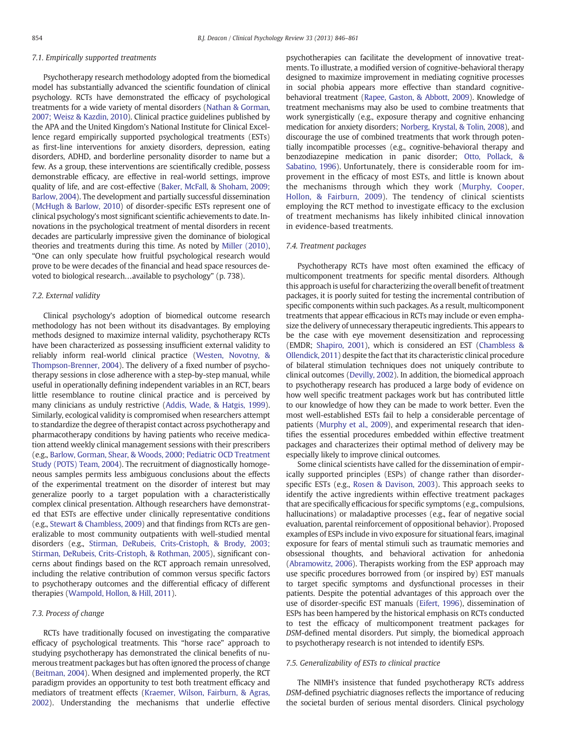### 7.1. Empirically supported treatments

Psychotherapy research methodology adopted from the biomedical model has substantially advanced the scientific foundation of clinical psychology. RCTs have demonstrated the efficacy of psychological treatments for a wide variety of mental disorders (Nathan & Gorman, 2007; Weisz & Kazdin, 2010). Clinical practice guidelines published by the APA and the United Kingdom's National Institute for Clinical Excellence regard empirically supported psychological treatments (ESTs) as first-line interventions for anxiety disorders, depression, eating disorders, ADHD, and borderline personality disorder to name but a few. As a group, these interventions are scientifically credible, possess demonstrable efficacy, are effective in real-world settings, improve quality of life, and are cost-effective (Baker, McFall, & Shoham, 2009; Barlow, 2004). The development and partially successful dissemination (McHugh & Barlow, 2010) of disorder-specific ESTs represent one of clinical psychology's most significant scientific achievements to date. Innovations in the psychological treatment of mental disorders in recent decades are particularly impressive given the dominance of biological theories and treatments during this time. As noted by Miller (2010), "One can only speculate how fruitful psychological research would prove to be were decades of the financial and head space resources devoted to biological research…available to psychology" (p. 738).

### 7.2. External validity

Clinical psychology's adoption of biomedical outcome research methodology has not been without its disadvantages. By employing methods designed to maximize internal validity, psychotherapy RCTs have been characterized as possessing insufficient external validity to reliably inform real-world clinical practice (Westen, Novotny, & Thompson-Brenner, 2004). The delivery of a fixed number of psychotherapy sessions in close adherence with a step-by-step manual, while useful in operationally defining independent variables in an RCT, bears little resemblance to routine clinical practice and is perceived by many clinicians as unduly restrictive (Addis, Wade, & Hatgis, 1999). Similarly, ecological validity is compromised when researchers attempt to standardize the degree of therapist contact across psychotherapy and pharmacotherapy conditions by having patients who receive medication attend weekly clinical management sessions with their prescribers (e.g., Barlow, Gorman, Shear, & Woods, 2000; Pediatric OCD Treatment Study (POTS) Team, 2004). The recruitment of diagnostically homogeneous samples permits less ambiguous conclusions about the effects of the experimental treatment on the disorder of interest but may generalize poorly to a target population with a characteristically complex clinical presentation. Although researchers have demonstrated that ESTs are effective under clinically representative conditions (e.g., Stewart & Chambless, 2009) and that findings from RCTs are generalizable to most community outpatients with well-studied mental disorders (e.g., Stirman, DeRubeis, Crits-Cristoph, & Brody, 2003; Stirman, DeRubeis, Crits-Cristoph, & Rothman, 2005), significant concerns about findings based on the RCT approach remain unresolved, including the relative contribution of common versus specific factors to psychotherapy outcomes and the differential efficacy of different therapies (Wampold, Hollon, & Hill, 2011).

### 7.3. Process of change

RCTs have traditionally focused on investigating the comparative efficacy of psychological treatments. This "horse race" approach to studying psychotherapy has demonstrated the clinical benefits of numerous treatment packages but has often ignored the process of change (Beitman, 2004). When designed and implemented properly, the RCT paradigm provides an opportunity to test both treatment efficacy and mediators of treatment effects (Kraemer, Wilson, Fairburn, & Agras, 2002). Understanding the mechanisms that underlie effective psychotherapies can facilitate the development of innovative treatments. To illustrate, a modified version of cognitive-behavioral therapy designed to maximize improvement in mediating cognitive processes in social phobia appears more effective than standard cognitive-behavioral treatment (Rapee, Gaston, & Abbott, 2009). Knowledge of treatment mechanisms may also be used to combine treatments that work synergistically (e.g., exposure therapy and cognitive enhancing medication for anxiety disorders; Norberg, Krystal, & Tolin, 2008), and discourage the use of combined treatments that work through potentially incompatible processes (e.g., cognitive-behavioral therapy and benzodiazepine medication in panic disorder; Otto, Pollack, & Sabatino, 1996). Unfortunately, there is considerable room for improvement in the efficacy of most ESTs, and little is known about the mechanisms through which they work (Murphy, Cooper, Hollon, & Fairburn, 2009). The tendency of clinical scientists employing the RCT method to investigate efficacy to the exclusion of treatment mechanisms has likely inhibited clinical innovation in evidence-based treatments.

### 7.4. Treatment packages

Psychotherapy RCTs have most often examined the efficacy of multicomponent treatments for specific mental disorders. Although this approach is useful for characterizing the overall benefit of treatment packages, it is poorly suited for testing the incremental contribution of specific components within such packages. As a result, multicomponent treatments that appear efficacious in RCTs may include or even emphasize the delivery of unnecessary therapeutic ingredients. This appears to be the case with eye movement desensitization and reprocessing (EMDR; Shapiro, 2001), which is considered an EST (Chambless & Ollendick, 2011) despite the fact that its characteristic clinical procedure of bilateral stimulation techniques does not uniquely contribute to clinical outcomes (Devilly, 2002). In addition, the biomedical approach to psychotherapy research has produced a large body of evidence on how well specific treatment packages work but has contributed little to our knowledge of how they can be made to work better. Even the most well-established ESTs fail to help a considerable percentage of patients (Murphy et al., 2009), and experimental research that identifies the essential procedures embedded within effective treatment packages and characterizes their optimal method of delivery may be especially likely to improve clinical outcomes.

Some clinical scientists have called for the dissemination of empirically supported principles (ESPs) of change rather than disorder-specific ESTs (e.g., Rosen & Davison, 2003). This approach seeks to identify the active ingredients within effective treatment packages that are specifically efficacious for specific symptoms (e.g., compulsions, hallucinations) or maladaptive processes (e.g., fear of negative social evaluation, parental reinforcement of oppositional behavior). Proposed examples of ESPs include in vivo exposure for situational fears, imaginal exposure for fears of mental stimuli such as traumatic memories and obsessional thoughts, and behavioral activation for anhedonia (Abramowitz, 2006). Therapists working from the ESP approach may use specific procedures borrowed from (or inspired by) EST manuals to target specific symptoms and dysfunctional processes in their patients. Despite the potential advantages of this approach over the use of disorder-specific EST manuals (Eifert, 1996), dissemination of ESPs has been hampered by the historical emphasis on RCTs conducted to test the efficacy of multicomponent treatment packages for *DSM*-defined mental disorders. Put simply, the biomedical approach to psychotherapy research is not intended to identify ESPs.

### 7.5. Generalizability of ESTs to clinical practice

The NIMH's insistence that funded psychotherapy RCTs address *DSM*-defined psychiatric diagnoses reflects the importance of reducing the societal burden of serious mental disorders. Clinical psychology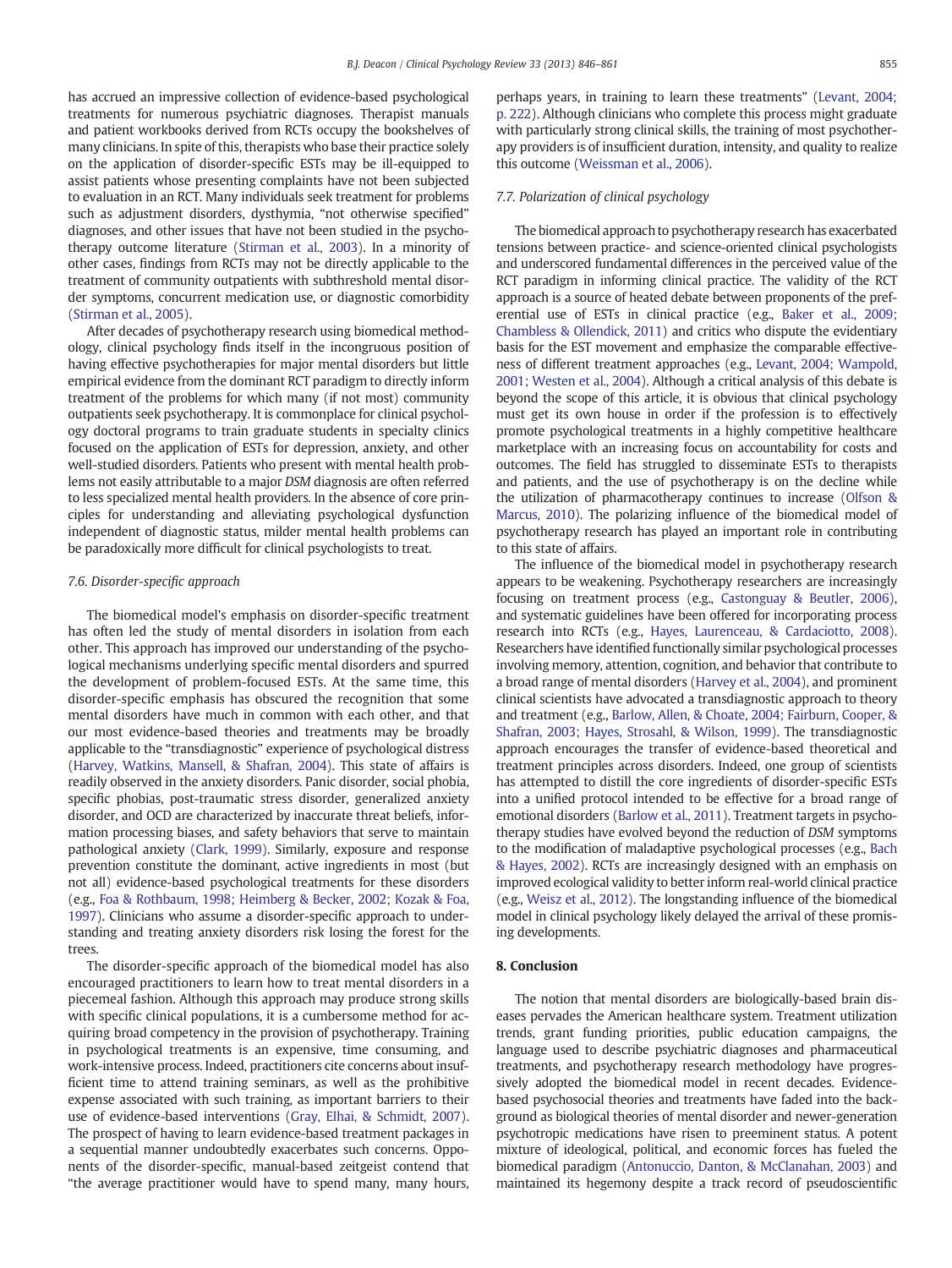has accrued an impressive collection of evidence-based psychological treatments for numerous psychiatric diagnoses. Therapist manuals and patient workbooks derived from RCTs occupy the bookshelves of many clinicians. In spite of this, therapists who base their practice solely on the application of disorder-specific ESTs may be ill-equipped to assist patients whose presenting complaints have not been subjected to evaluation in an RCT. Many individuals seek treatment for problems such as adjustment disorders, dysthymia, "not otherwise specified" diagnoses, and other issues that have not been studied in the psychotherapy outcome literature (Stirman et al., 2003). In a minority of other cases, findings from RCTs may not be directly applicable to the treatment of community outpatients with subthreshold mental disorder symptoms, concurrent medication use, or diagnostic comorbidity (Stirman et al., 2005).

After decades of psychotherapy research using biomedical methodology, clinical psychology finds itself in the incongruous position of having effective psychotherapies for major mental disorders but little empirical evidence from the dominant RCT paradigm to directly inform treatment of the problems for which many (if not most) community outpatients seek psychotherapy. It is commonplace for clinical psychology doctoral programs to train graduate students in specialty clinics focused on the application of ESTs for depression, anxiety, and other well-studied disorders. Patients who present with mental health problems not easily attributable to a major *DSM* diagnosis are often referred to less specialized mental health providers. In the absence of core principles for understanding and alleviating psychological dysfunction independent of diagnostic status, milder mental health problems can be paradoxically more difficult for clinical psychologists to treat.

### 7.6. Disorder-specific approach

The biomedical model's emphasis on disorder-specific treatment has often led the study of mental disorders in isolation from each other. This approach has improved our understanding of the psychological mechanisms underlying specific mental disorders and spurred the development of problem-focused ESTs. At the same time, this disorder-specific emphasis has obscured the recognition that some mental disorders have much in common with each other, and that our most evidence-based theories and treatments may be broadly applicable to the "transdiagnostic" experience of psychological distress (Harvey, Watkins, Mansell, & Shafran, 2004). This state of affairs is readily observed in the anxiety disorders. Panic disorder, social phobia, specific phobias, post-traumatic stress disorder, generalized anxiety disorder, and OCD are characterized by inaccurate threat beliefs, information processing biases, and safety behaviors that serve to maintain pathological anxiety (Clark, 1999). Similarly, exposure and response prevention constitute the dominant, active ingredients in most (but not all) evidence-based psychological treatments for these disorders (e.g., Foa & Rothbaum, 1998; Heimberg & Becker, 2002; Kozak & Foa, 1997). Clinicians who assume a disorder-specific approach to understanding and treating anxiety disorders risk losing the forest for the trees.

The disorder-specific approach of the biomedical model has also encouraged practitioners to learn how to treat mental disorders in a piecemeal fashion. Although this approach may produce strong skills with specific clinical populations, it is a cumbersome method for acquiring broad competency in the provision of psychotherapy. Training in psychological treatments is an expensive, time consuming, and work-intensive process. Indeed, practitioners cite concerns about insufficient time to attend training seminars, as well as the prohibitive expense associated with such training, as important barriers to their use of evidence-based interventions (Gray, Elhai, & Schmidt, 2007). The prospect of having to learn evidence-based treatment packages in a sequential manner undoubtedly exacerbates such concerns. Opponents of the disorder-specific, manual-based zeitgeist contend that "the average practitioner would have to spend many, many hours, perhaps years, in training to learn these treatments" (Levant, 2004; p. 222). Although clinicians who complete this process might graduate with particularly strong clinical skills, the training of most psychotherapy providers is of insufficient duration, intensity, and quality to realize this outcome (Weissman et al., 2006).

### 7.7. Polarization of clinical psychology

The biomedical approach to psychotherapy research has exacerbated tensions between practice- and science-oriented clinical psychologists and underscored fundamental differences in the perceived value of the RCT paradigm in informing clinical practice. The validity of the RCT approach is a source of heated debate between proponents of the preferential use of ESTs in clinical practice (e.g., Baker et al., 2009; Chambless & Ollendick, 2011) and critics who dispute the evidentiary basis for the EST movement and emphasize the comparable effectiveness of different treatment approaches (e.g., Levant, 2004; Wampold, 2001; Westen et al., 2004). Although a critical analysis of this debate is beyond the scope of this article, it is obvious that clinical psychology must get its own house in order if the profession is to effectively promote psychological treatments in a highly competitive healthcare marketplace with an increasing focus on accountability for costs and outcomes. The field has struggled to disseminate ESTs to therapists and patients, and the use of psychotherapy is on the decline while the utilization of pharmacotherapy continues to increase (Olfson & Marcus, 2010). The polarizing influence of the biomedical model of psychotherapy research has played an important role in contributing to this state of affairs.

The influence of the biomedical model in psychotherapy research appears to be weakening. Psychotherapy researchers are increasingly focusing on treatment process (e.g., Castonguay & Beutler, 2006), and systematic guidelines have been offered for incorporating process research into RCTs (e.g., Hayes, Laurenceau, & Cardaciotto, 2008). Researchers have identified functionally similar psychological processes involving memory, attention, cognition, and behavior that contribute to a broad range of mental disorders (Harvey et al., 2004), and prominent clinical scientists have advocated a transdiagnostic approach to theory and treatment (e.g., Barlow, Allen, & Choate, 2004; Fairburn, Cooper, & Shafran, 2003; Hayes, Strosahl, & Wilson, 1999). The transdiagnostic approach encourages the transfer of evidence-based theoretical and treatment principles across disorders. Indeed, one group of scientists has attempted to distill the core ingredients of disorder-specific ESTs into a unified protocol intended to be effective for a broad range of emotional disorders (Barlow et al., 2011). Treatment targets in psychotherapy studies have evolved beyond the reduction of *DSM* symptoms to the modification of maladaptive psychological processes (e.g., Bach & Hayes, 2002). RCTs are increasingly designed with an emphasis on improved ecological validity to better inform real-world clinical practice (e.g., Weisz et al., 2012). The longstanding influence of the biomedical model in clinical psychology likely delayed the arrival of these promising developments.

## 8. Conclusion

The notion that mental disorders are biologically-based brain diseases pervades the American healthcare system. Treatment utilization trends, grant funding priorities, public education campaigns, the language used to describe psychiatric diagnoses and pharmaceutical treatments, and psychotherapy research methodology have progressively adopted the biomedical model in recent decades. Evidence-based psychosocial theories and treatments have faded into the background as biological theories of mental disorder and newer-generation psychotropic medications have risen to preeminent status. A potent mixture of ideological, political, and economic forces has fueled the biomedical paradigm (Antonuccio, Danton, & McClanahan, 2003) and maintained its hegemony despite a track record of pseudoscientific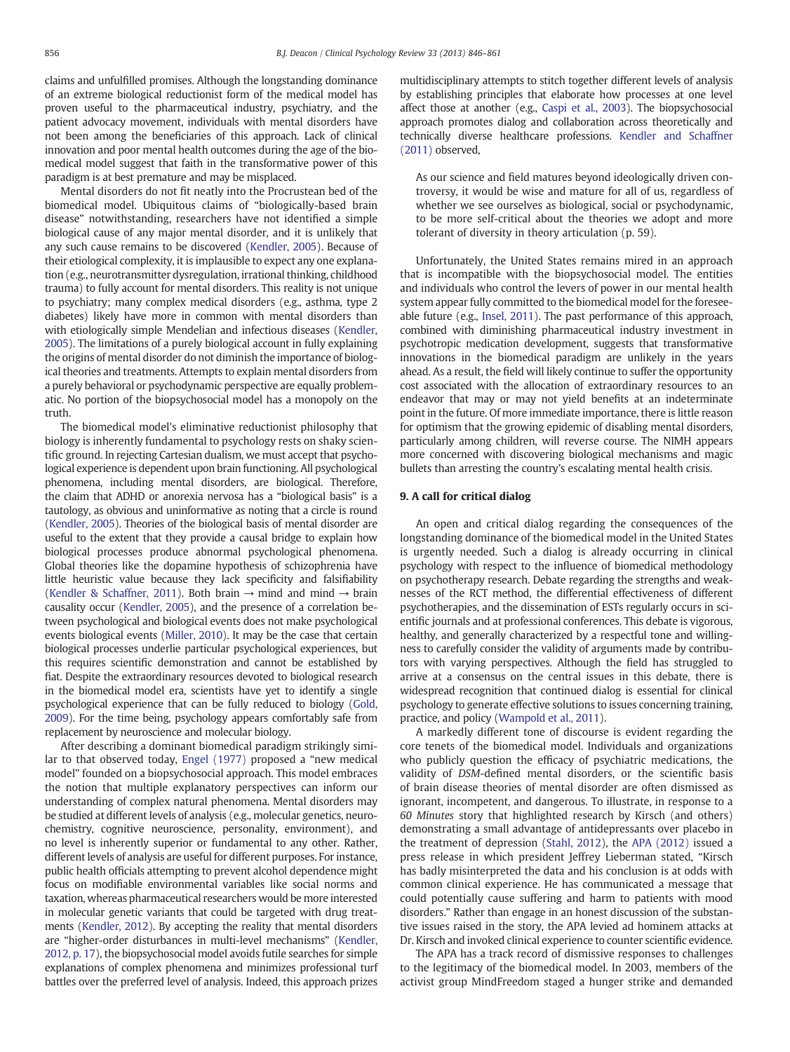claims and unfulfilled promises. Although the longstanding dominance of an extreme biological reductionist form of the medical model has proven useful to the pharmaceutical industry, psychiatry, and the patient advocacy movement, individuals with mental disorders have not been among the beneficiaries of this approach. Lack of clinical innovation and poor mental health outcomes during the age of the biomedical model suggest that faith in the transformative power of this paradigm is at best premature and may be misplaced.

Mental disorders do not fit neatly into the Procrustean bed of the biomedical model. Ubiquitous claims of "biologically-based brain disease" notwithstanding, researchers have not identified a simple biological cause of any major mental disorder, and it is unlikely that any such cause remains to be discovered (Kendler, 2005). Because of their etiological complexity, it is implausible to expect any one explanation (e.g., neurotransmitter dysregulation, irrational thinking, childhood trauma) to fully account for mental disorders. This reality is not unique to psychiatry; many complex medical disorders (e.g., asthma, type 2 diabetes) likely have more in common with mental disorders than with etiologically simple Mendelian and infectious diseases (Kendler, 2005). The limitations of a purely biological account in fully explaining the origins of mental disorder do not diminish the importance of biological theories and treatments. Attempts to explain mental disorders from a purely behavioral or psychodynamic perspective are equally problematic. No portion of the biopsychosocial model has a monopoly on the truth.

The biomedical model's eliminative reductionist philosophy that biology is inherently fundamental to psychology rests on shaky scientific ground. In rejecting Cartesian dualism, we must accept that psychological experience is dependent upon brain functioning. All psychological phenomena, including mental disorders, are biological. Therefore, the claim that ADHD or anorexia nervosa has a "biological basis" is a tautology, as obvious and uninformative as noting that a circle is round (Kendler, 2005). Theories of the biological basis of mental disorder are useful to the extent that they provide a causal bridge to explain how biological processes produce abnormal psychological phenomena. Global theories like the dopamine hypothesis of schizophrenia have little heuristic value because they lack specificity and falsifiability (Kendler & Schaffner, 2011). Both brain → mind and mind → brain causality occur (Kendler, 2005), and the presence of a correlation between psychological and biological events does not make psychological events biological events (Miller, 2010). It may be the case that certain biological processes underlie particular psychological experiences, but this requires scientific demonstration and cannot be established by fiat. Despite the extraordinary resources devoted to biological research in the biomedical model era, scientists have yet to identify a single psychological experience that can be fully reduced to biology (Gold, 2009). For the time being, psychology appears comfortably safe from replacement by neuroscience and molecular biology.

After describing a dominant biomedical paradigm strikingly similar to that observed today, Engel (1977) proposed a "new medical model" founded on a biopsychosocial approach. This model embraces the notion that multiple explanatory perspectives can inform our understanding of complex natural phenomena. Mental disorders may be studied at different levels of analysis (e.g., molecular genetics, neurochemistry, cognitive neuroscience, personality, environment), and no level is inherently superior or fundamental to any other. Rather, different levels of analysis are useful for different purposes. For instance, public health officials attempting to prevent alcohol dependence might focus on modifiable environmental variables like social norms and taxation, whereas pharmaceutical researchers would be more interested in molecular genetic variants that could be targeted with drug treatments (Kendler, 2012). By accepting the reality that mental disorders are "higher-order disturbances in multi-level mechanisms" (Kendler, 2012, p. 17), the biopsychosocial model avoids futile searches for simple explanations of complex phenomena and minimizes professional turf battles over the preferred level of analysis. Indeed, this approach prizes multidisciplinary attempts to stitch together different levels of analysis by establishing principles that elaborate how processes at one level affect those at another (e.g., Caspi et al., 2003). The biopsychosocial approach promotes dialog and collaboration across theoretically and technically diverse healthcare professions. Kendler and Schaffner (2011) observed,

> As our science and field matures beyond ideologically driven controversy, it would be wise and mature for all of us, regardless of whether we see ourselves as biological, social or psychodynamic, to be more self-critical about the theories we adopt and more tolerant of diversity in theory articulation (p. 59).

Unfortunately, the United States remains mired in an approach that is incompatible with the biopsychosocial model. The entities and individuals who control the levers of power in our mental health system appear fully committed to the biomedical model for the foreseeable future (e.g., Insel, 2011). The past performance of this approach, combined with diminishing pharmaceutical industry investment in psychotropic medication development, suggests that transformative innovations in the biomedical paradigm are unlikely in the years ahead. As a result, the field will likely continue to suffer the opportunity cost associated with the allocation of extraordinary resources to an endeavor that may or may not yield benefits at an indeterminate point in the future. Of more immediate importance, there is little reason for optimism that the growing epidemic of disabling mental disorders, particularly among children, will reverse course. The NIMH appears more concerned with discovering biological mechanisms and magic bullets than arresting the country's escalating mental health crisis.

## 9. A call for critical dialog

An open and critical dialog regarding the consequences of the longstanding dominance of the biomedical model in the United States is urgently needed. Such a dialog is already occurring in clinical psychology with respect to the influence of biomedical methodology on psychotherapy research. Debate regarding the strengths and weaknesses of the RCT method, the differential effectiveness of different psychotherapies, and the dissemination of ESTs regularly occurs in scientific journals and at professional conferences. This debate is vigorous, healthy, and generally characterized by a respectful tone and willingness to carefully consider the validity of arguments made by contributors with varying perspectives. Although the field has struggled to arrive at a consensus on the central issues in this debate, there is widespread recognition that continued dialog is essential for clinical psychology to generate effective solutions to issues concerning training, practice, and policy (Wampold et al., 2011).

A markedly different tone of discourse is evident regarding the core tenets of the biomedical model. Individuals and organizations who publicly question the efficacy of psychiatric medications, the validity of *DSM*-defined mental disorders, or the scientific basis of brain disease theories of mental disorder are often dismissed as ignorant, incompetent, and dangerous. To illustrate, in response to a *60 Minutes* story that highlighted research by Kirsch (and others) demonstrating a small advantage of antidepressants over placebo in the treatment of depression (Stahl, 2012), the APA (2012) issued a press release in which president Jeffrey Lieberman stated, "Kirsch has badly misinterpreted the data and his conclusion is at odds with common clinical experience. He has communicated a message that could potentially cause suffering and harm to patients with mood disorders." Rather than engage in an honest discussion of the substantive issues raised in the story, the APA levied ad hominem attacks at Dr. Kirsch and invoked clinical experience to counter scientific evidence.

The APA has a track record of dismissive responses to challenges to the legitimacy of the biomedical model. In 2003, members of the activist group MindFreedom staged a hunger strike and demanded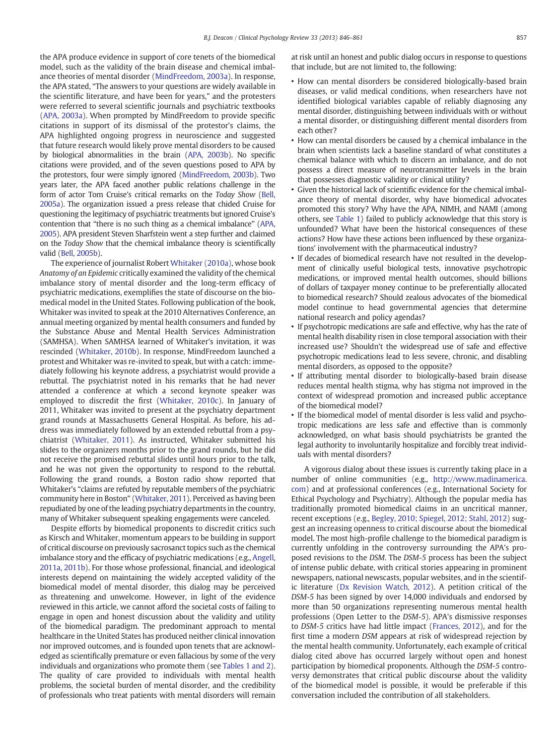the APA produce evidence in support of core tenets of the biomedical model, such as the validity of the brain disease and chemical imbalance theories of mental disorder (MindFreedom, 2003a). In response, the APA stated, "The answers to your questions are widely available in the scientific literature, and have been for years," and the protesters were referred to several scientific journals and psychiatric textbooks (APA, 2003a). When prompted by MindFreedom to provide specific citations in support of its dismissal of the protestor's claims, the APA highlighted ongoing progress in neuroscience and suggested that future research would likely prove mental disorders to be caused by biological abnormalities in the brain (APA, 2003b). No specific citations were provided, and of the seven questions posed to APA by the protestors, four were simply ignored (MindFreedom, 2003b). Two years later, the APA faced another public relations challenge in the form of actor Tom Cruise's critical remarks on the *Today Show* (Bell, 2005a). The organization issued a press release that chided Cruise for questioning the legitimacy of psychiatric treatments but ignored Cruise's contention that "there is no such thing as a chemical imbalance" (APA, 2005). APA president Steven Sharfstein went a step further and claimed on the *Today Show* that the chemical imbalance theory is scientifically valid (Bell, 2005b).

The experience of journalist Robert Whitaker (2010a), whose book *Anatomy of an Epidemic* critically examined the validity of the chemical imbalance story of mental disorder and the long-term efficacy of psychiatric medications, exemplifies the state of discourse on the biomedical model in the United States. Following publication of the book, Whitaker was invited to speak at the 2010 Alternatives Conference, an annual meeting organized by mental health consumers and funded by the Substance Abuse and Mental Health Services Administration (SAMHSA). When SAMHSA learned of Whitaker's invitation, it was rescinded (Whitaker, 2010b). In response, MindFreedom launched a protest and Whitaker was re-invited to speak, but with a catch: immediately following his keynote address, a psychiatrist would provide a rebuttal. The psychiatrist noted in his remarks that he had never attended a conference at which a second keynote speaker was employed to discredit the first (Whitaker, 2010c). In January of 2011, Whitaker was invited to present at the psychiatry department grand rounds at Massachusetts General Hospital. As before, his address was immediately followed by an extended rebuttal from a psychiatrist (Whitaker, 2011). As instructed, Whitaker submitted his slides to the organizers months prior to the grand rounds, but he did not receive the promised rebuttal slides until hours prior to the talk, and he was not given the opportunity to respond to the rebuttal. Following the grand rounds, a Boston radio show reported that Whitaker's "claims are refuted by reputable members of the psychiatric community here in Boston" (Whitaker, 2011). Perceived as having been repudiated by one of the leading psychiatry departments in the country, many of Whitaker subsequent speaking engagements were canceled.

Despite efforts by biomedical proponents to discredit critics such as Kirsch and Whitaker, momentum appears to be building in support of critical discourse on previously sacrosanct topics such as the chemical imbalance story and the efficacy of psychiatric medications (e.g., Angell, 2011a, 2011b). For those whose professional, financial, and ideological interests depend on maintaining the widely accepted validity of the biomedical model of mental disorder, this dialog may be perceived as threatening and unwelcome. However, in light of the evidence reviewed in this article, we cannot afford the societal costs of failing to engage in open and honest discussion about the validity and utility of the biomedical paradigm. The predominant approach to mental healthcare in the United States has produced neither clinical innovation nor improved outcomes, and is founded upon tenets that are acknowledged as scientifically premature or even fallacious by some of the very individuals and organizations who promote them (see Tables 1 and 2). The quality of care provided to individuals with mental health problems, the societal burden of mental disorder, and the credibility of professionals who treat patients with mental disorders will remain at risk until an honest and public dialog occurs in response to questions that include, but are not limited to, the following:

- How can mental disorders be considered biologically-based brain diseases, or valid medical conditions, when researchers have not identified biological variables capable of reliably diagnosing any mental disorder, distinguishing between individuals with or without a mental disorder, or distinguishing different mental disorders from each other?
- How can mental disorders be caused by a chemical imbalance in the brain when scientists lack a baseline standard of what constitutes a chemical balance with which to discern an imbalance, and do not possess a direct measure of neurotransmitter levels in the brain that possesses diagnostic validity or clinical utility?
- Given the historical lack of scientific evidence for the chemical imbalance theory of mental disorder, why have biomedical advocates promoted this story? Why have the APA, NIMH, and NAMI (among others, see Table 1) failed to publicly acknowledge that this story is unfounded? What have been the historical consequences of these actions? How have these actions been influenced by these organizations' involvement with the pharmaceutical industry?
- If decades of biomedical research have not resulted in the development of clinically useful biological tests, innovative psychotropic medications, or improved mental health outcomes, should billions of dollars of taxpayer money continue to be preferentially allocated to biomedical research? Should zealous advocates of the biomedical model continue to head governmental agencies that determine national research and policy agendas?
- If psychotropic medications are safe and effective, why has the rate of mental health disability risen in close temporal association with their increased use? Shouldn't the widespread use of safe and effective psychotropic medications lead to less severe, chronic, and disabling mental disorders, as opposed to the opposite?
- If attributing mental disorder to biologically-based brain disease reduces mental health stigma, why has stigma not improved in the context of widespread promotion and increased public acceptance of the biomedical model?
- If the biomedical model of mental disorder is less valid and psychotropic medications are less safe and effective than is commonly acknowledged, on what basis should psychiatrists be granted the legal authority to involuntarily hospitalize and forcibly treat individuals with mental disorders?

A vigorous dialog about these issues is currently taking place in a number of online communities (e.g., http://www.madinamerica.com) and at professional conferences (e.g., International Society for Ethical Psychology and Psychiatry). Although the popular media has traditionally promoted biomedical claims in an uncritical manner, recent exceptions (e.g., Begley, 2010; Spiegel, 2012; Stahl, 2012) suggest an increasing openness to critical discourse about the biomedical model. The most high-profile challenge to the biomedical paradigm is currently unfolding in the controversy surrounding the APA's proposed revisions to the *DSM*. The *DSM-5* process has been the subject of intense public debate, with critical stories appearing in prominent newspapers, national newscasts, popular websites, and in the scientific literature (Dx Revision Watch, 2012). A petition critical of the *DSM-5* has been signed by over 14,000 individuals and endorsed by more than 50 organizations representing numerous mental health professions (Open Letter to the *DSM-5*). APA's dismissive responses to *DSM-5* critics have had little impact (Frances, 2012), and for the first time a modern *DSM* appears at risk of widespread rejection by the mental health community. Unfortunately, each example of critical dialog cited above has occurred largely without open and honest participation by biomedical proponents. Although the *DSM-5* controversy demonstrates that critical public discourse about the validity of the biomedical model is possible, it would be preferable if this conversation included the contribution of all stakeholders.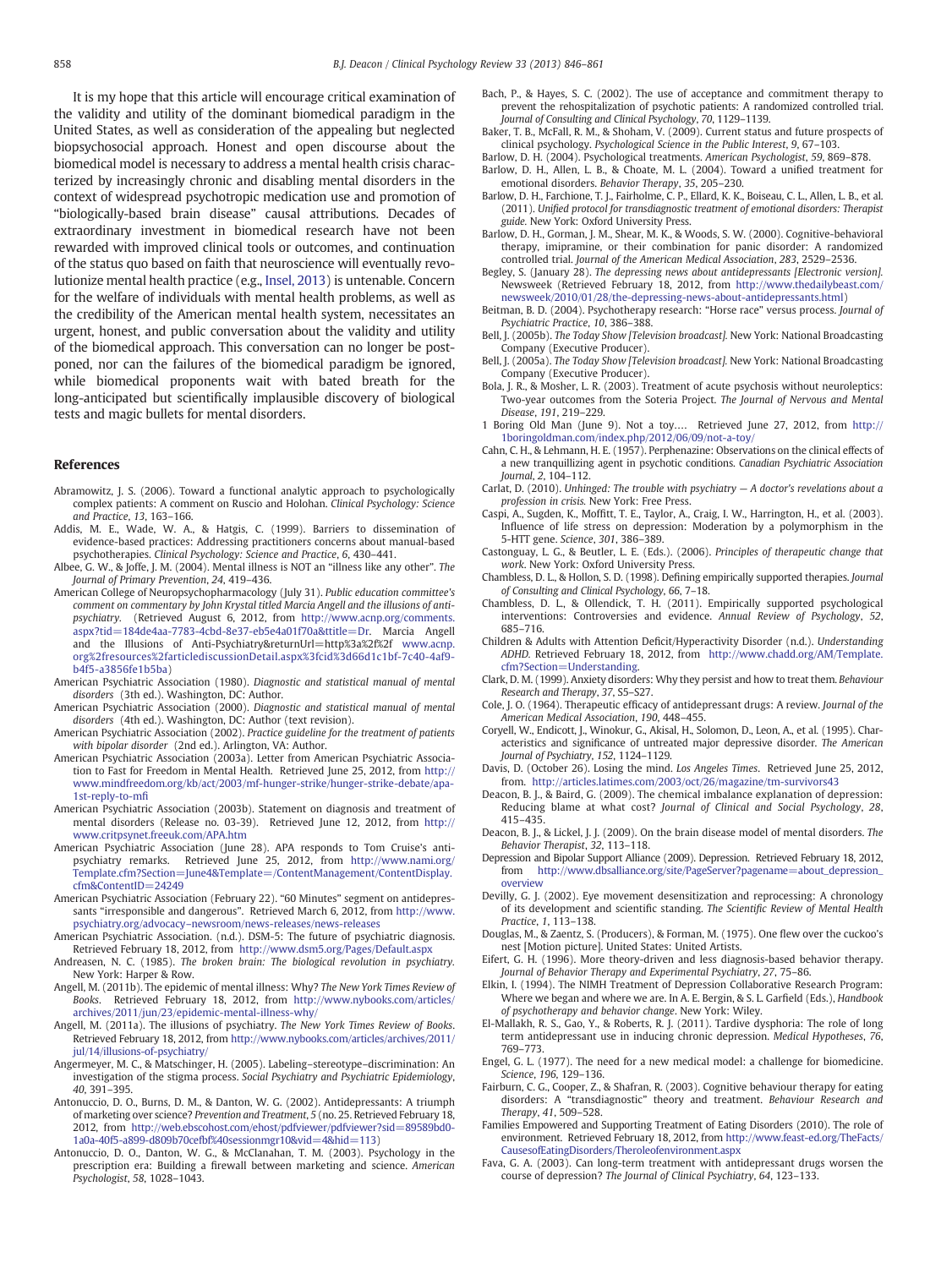It is my hope that this article will encourage critical examination of the validity and utility of the dominant biomedical paradigm in the United States, as well as consideration of the appealing but neglected biopsychosocial approach. Honest and open discourse about the biomedical model is necessary to address a mental health crisis characterized by increasingly chronic and disabling mental disorders in the context of widespread psychotropic medication use and promotion of "biologically-based brain disease" causal attributions. Decades of extraordinary investment in biomedical research have not been rewarded with improved clinical tools or outcomes, and continuation of the status quo based on faith that neuroscience will eventually revolutionize mental health practice (e.g., Insel, 2013) is untenable. Concern for the welfare of individuals with mental health problems, as well as the credibility of the American mental health system, necessitates an urgent, honest, and public conversation about the validity and utility of the biomedical approach. This conversation can no longer be postponed, nor can the failures of the biomedical paradigm be ignored, while biomedical proponents wait with bated breath for the long-anticipated but scientifically implausible discovery of biological tests and magic bullets for mental disorders.

## References

Abramowitz, J. S. (2006). Toward a functional analytic approach to psychologically complex patients: A comment on Ruscio and Holohan. *Clinical Psychology: Science and Practice*, *13*, 163–166.

Addis, M. E., Wade, W. A., & Hatgis, C. (1999). Barriers to dissemination of evidence-based practices: Addressing practitioners concerns about manual-based psychotherapies. *Clinical Psychology: Science and Practice*, *6*, 430–441.

Albee, G. W., & Joffe, J. M. (2004). Mental illness is NOT an "illness like any other". *The Journal of Primary Prevention*, *24*, 419–436.

American College of Neuropsychopharmacology (July 31). *Public education committee's comment on commentary by John Krystal titled Marcia Angell and the illusions of anti-psychiatry*. (Retrieved August 6, 2012, from http://www.acnp.org/comments.aspx?tid=184de4aa-7783-4cbd-8e37-eb5e4a01f70a&ttitle=Dr. Marcia Angell and the Illusions of Anti-Psychiatry&returnUrl=http%3a%2f%2f www.acnp.org%2fresources%2farticlediscussionDetail.aspx%3fcid%3d66d1c1bf-7c40-4af9-b4f5-a3856fe1b5ba)

American Psychiatric Association (1980). *Diagnostic and statistical manual of mental disorders* (3th ed.). Washington, DC: Author.

American Psychiatric Association (2000). *Diagnostic and statistical manual of mental disorders* (4th ed.). Washington, DC: Author (text revision).

American Psychiatric Association (2002). *Practice guideline for the treatment of patients with bipolar disorder* (2nd ed.). Arlington, VA: Author.

American Psychiatric Association (2003a). Letter from American Psychiatric Association to Fast for Freedom in Mental Health. Retrieved June 25, 2012, from http://www.mindfreedom.org/kb/act/2003/mf-hunger-strike/hunger-strike-debate/apa-1st-reply-to-mfi

American Psychiatric Association (2003b). Statement on diagnosis and treatment of mental disorders (Release no. 03-39). Retrieved June 12, 2012, from http://www.critpsynet.freeuk.com/APA.htm

American Psychiatric Association (June 28). APA responds to Tom Cruise's anti-psychiatry remarks. Retrieved June 25, 2012, from http://www.nami.org/Template.cfm?Section=June4&Template=/ContentManagement/ContentDisplay.cfm&ContentID=24249

American Psychiatric Association (February 22). "60 Minutes" segment on antidepressants "irresponsible and dangerous". Retrieved March 6, 2012, from http://www.psychiatry.org/advocacy--newsroom/news-releases/news-releases

American Psychiatric Association. (n.d.). DSM-5: The future of psychiatric diagnosis. Retrieved February 18, 2012, from http://www.dsm5.org/Pages/Default.aspx

Andreasen, N. C. (1985). *The broken brain: The biological revolution in psychiatry*. New York: Harper & Row.

Angell, M. (2011b). The epidemic of mental illness: Why? *The New York Times Review of Books*. Retrieved February 18, 2012, from http://www.nybooks.com/articles/archives/2011/jun/23/epidemic-mental-illness-why/

Angell, M. (2011a). The illusions of psychiatry. *The New York Times Review of Books*. Retrieved February 18, 2012, from http://www.nybooks.com/articles/archives/2011/jul/14/illusions-of-psychiatry/

Angermeyer, M. C., & Matschinger, H. (2005). Labeling–stereotype–discrimination: An investigation of the stigma process. *Social Psychiatry and Psychiatric Epidemiology*, *40*, 391–395.

Antonuccio, D. O., Burns, D. M., & Danton, W. G. (2002). Antidepressants: A triumph of marketing over science? *Prevention and Treatment*, *5* (no. 25. Retrieved February 18, 2012, from http://web.ebscohost.com/ehost/pdfviewer/pdfviewer?sid=89589bd0-1a0a-40f5-a899-d809b70cefbf%40sessionmgr10&vid=4&hid=113)

Antonuccio, D. O., Danton, W. G., & McClanahan, T. M. (2003). Psychology in the prescription era: Building a firewall between marketing and science. *American Psychologist*, *58*, 1028–1043.

Bach, P., & Hayes, S. C. (2002). The use of acceptance and commitment therapy to prevent the rehospitalization of psychotic patients: A randomized controlled trial. *Journal of Consulting and Clinical Psychology*, *70*, 1129–1139.

Baker, T. B., McFall, R. M., & Shoham, V. (2009). Current status and future prospects of clinical psychology. *Psychological Science in the Public Interest*, *9*, 67–103.

Barlow, D. H. (2004). Psychological treatments. *American Psychologist*, *59*, 869–878.

Barlow, D. H., Allen, L. B., & Choate, M. L. (2004). Toward a unified treatment for emotional disorders. *Behavior Therapy*, *35*, 205–230.

Barlow, D. H., Farchione, T. J., Fairholme, C. P., Ellard, K. K., Boiseau, C. L., Allen, L. B., et al. (2011). *Unified protocol for transdiagnostic treatment of emotional disorders: Therapist guide*. New York: Oxford University Press.

Barlow, D. H., Gorman, J. M., Shear, M. K., & Woods, S. W. (2000). Cognitive-behavioral therapy, imipramine, or their combination for panic disorder: A randomized controlled trial. *Journal of the American Medical Association*, *283*, 2529–2536.

Begley, S. (January 28). *The depressing news about antidepressants [Electronic version]*. Newsweek (Retrieved February 18, 2012, from http://www.thedailybeast.com/newsweek/2010/01/28/the-depressing-news-about-antidepressants.html)

Beitman, B. D. (2004). Psychotherapy research: "Horse race" versus process. *Journal of Psychiatric Practice*, *10*, 386–388.

Bell, J. (2005b). *The Today Show [Television broadcast]*. New York: National Broadcasting Company (Executive Producer).

Bell, J. (2005a). *The Today Show [Television broadcast]*. New York: National Broadcasting Company (Executive Producer).

Bola, J. R., & Mosher, L. R. (2003). Treatment of acute psychosis without neuroleptics: Two-year outcomes from the Soteria Project. *The Journal of Nervous and Mental Disease*, *191*, 219–229.

1 Boring Old Man (June 9). Not a toy.... Retrieved June 27, 2012, from http://1boringoldman.com/index.php/2012/06/09/not-a-toy/

Cahn, C. H., & Lehmann, H. E. (1957). Perphenazine: Observations on the clinical effects of a new tranquillizing agent in psychotic conditions. *Canadian Psychiatric Association Journal*, *2*, 104–112.

Carlat, D. (2010). *Unhinged: The trouble with psychiatry — A doctor's revelations about a profession in crisis*. New York: Free Press.

Caspi, A., Sugden, K., Moffitt, T. E., Taylor, A., Craig, I. W., Harrington, H., et al. (2003). Influence of life stress on depression: Moderation by a polymorphism in the 5-HTT gene. *Science*, *301*, 386–389.

Castonguay, L. G., & Beutler, L. E. (Eds.). (2006). *Principles of therapeutic change that work*. New York: Oxford University Press.

Chambless, D. L., & Hollon, S. D. (1998). Defining empirically supported therapies. *Journal of Consulting and Clinical Psychology*, *66*, 7–18.

Chambless, D. L., & Ollendick, T. H. (2011). Empirically supported psychological interventions: Controversies and evidence. *Annual Review of Psychology*, *52*, 685–716.

Children & Adults with Attention Deficit/Hyperactivity Disorder (n.d.). *Understanding ADHD*. Retrieved February 18, 2012, from http://www.chadd.org/AM/Template.cfm?Section=Understanding.

Clark, D. M. (1999). Anxiety disorders: Why they persist and how to treat them. *Behaviour Research and Therapy*, *37*, S5–S27.

Cole, J. O. (1964). Therapeutic efficacy of antidepressant drugs: A review. *Journal of the American Medical Association*, *190*, 448–455.

Coryell, W., Endicott, J., Winokur, G., Akisal, H., Solomon, D., Leon, A., et al. (1995). Characteristics and significance of untreated major depressive disorder. *The American Journal of Psychiatry*, *152*, 1124–1129.

Davis, D. (October 26). Losing the mind. *Los Angeles Times*. Retrieved June 25, 2012, from. http://articles.latimes.com/2003/oct/26/magazine/tm-survivors43

Deacon, B. J., & Baird, G. (2009). The chemical imbalance explanation of depression: Reducing blame at what cost? *Journal of Clinical and Social Psychology*, *28*, 415–435.

Deacon, B. J., & Lickel, J. J. (2009). On the brain disease model of mental disorders. *The Behavior Therapist*, *32*, 113–118.

Depression and Bipolar Support Alliance (2009). Depression. Retrieved February 18, 2012, from http://www.dbsalliance.org/site/PageServer?pagename=about_depression_overview

Devilly, G. J. (2002). Eye movement desensitization and reprocessing: A chronology of its development and scientific standing. *The Scientific Review of Mental Health Practice*, *1*, 113–138.

Douglas, M., & Zaentz, S. (Producers), & Forman, M. (1975). One flew over the cuckoo's nest [Motion picture]. United States: United Artists.

Eifert, G. H. (1996). More theory-driven and less diagnosis-based behavior therapy. *Journal of Behavior Therapy and Experimental Psychiatry*, *27*, 75–86.

Elkin, I. (1994). The NIMH Treatment of Depression Collaborative Research Program: Where we began and where we are. In A. E. Bergin, & S. L. Garfield (Eds.), *Handbook of psychotherapy and behavior change*. New York: Wiley.

El-Mallakh, R. S., Gao, Y., & Roberts, R. J. (2011). Tardive dysphoria: The role of long term antidepressant use in inducing chronic depression. *Medical Hypotheses*, *76*, 769–773.

Engel, G. L. (1977). The need for a new medical model: a challenge for biomedicine. *Science*, *196*, 129–136.

Fairburn, C. G., Cooper, Z., & Shafran, R. (2003). Cognitive behaviour therapy for eating disorders: A "transdiagnostic" theory and treatment. *Behaviour Research and Therapy*, *41*, 509–528.

Families Empowered and Supporting Treatment of Eating Disorders (2010). The role of environment. Retrieved February 18, 2012, from http://www.feast-ed.org/TheFacts/CausesofEatingDisorders/Theroleofenvironment.aspx

Fava, G. A. (2003). Can long-term treatment with antidepressant drugs worsen the course of depression? *The Journal of Clinical Psychiatry*, *64*, 123–133.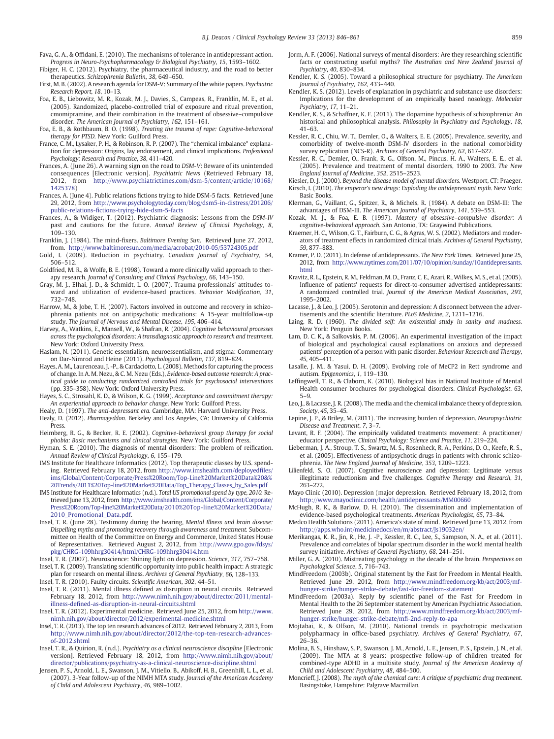Fava, G. A., & Offidani, E. (2010). The mechanisms of tolerance in antidepressant action. *Progress in Neuro-Psychopharmacology & Biological Psychiatry*, *15*, 1593–1602.

Fibiger, H. C. (2012). Psychiatry, the pharmaceutical industry, and the road to better therapeutics. *Schizophrenia Bulletin*, *38*, 649–650.

First, M. B. (2002). A research agenda for DSM-V: Summary of the white papers. *Psychiatric Research Report*, *18*, 10–13.

Foa, E. B., Liebowitz, M. R., Kozak, M. J., Davies, S., Campeas, R., Franklin, M. E., et al. (2005). Randomized, placebo-controlled trial of exposure and ritual prevention, cmomipramine, and their combination in the treatment of obsessive–compulsive disorder. *The American Journal of Psychiatry*, *162*, 151–161.

Foa, E. B., & Rothbaum, B. O. (1998). *Treating the trauma of rape: Cognitive-behavioral therapy for PTSD*. New York: Guilford Press.

France, C. M., Lysaker, P. H., & Robinson, R. P. (2007). The "chemical imbalance" explanation for depression: Origins, lay endorsement, and clinical implications. *Professional Psychology: Research and Practice*, *38*, 411–420.

Frances, A. (June 26). A warning sign on the road to *DSM-V*: Beware of its unintended consequences [Electronic version]. *Psychiatric News* (Retrieved February 18, 2012, from http://www.psychiatrictimes.com/dsm-5/content/article/10168/1425378)

Frances, A. (June 4). Public relations fictions trying to hide DSM-5 facts. Retrieved June 29, 2012, from http://www.psychologytoday.com/blog/dsm5-in-distress/201206/public-relations-fictions-trying-hide-dsm-5-facts

Frances, A., & Widiger, T. (2012). Psychiatric diagnosis: Lessons from the *DSM-IV* past and cautions for the future. *Annual Review of Clinical Psychology*, *8*, 109–130.

Franklin, J. (1984). The mind-fixers. *Baltimore Evening Sun*. Retrieved June 27, 2012, from. http://www.baltimoresun.com/media/acrobat/2010-05/53724305.pdf

Gold, I. (2009). Reduction in psychiatry. *Canadian Journal of Psychiatry*, *54*, 506–512.

Goldfried, M. R., & Wolfe, B. E. (1998). Toward a more clinically valid approach to therapy research. *Journal of Consulting and Clinical Psychology*, *66*, 143–150.

Gray, M. J., Elhai, J. D., & Schmidt, L. O. (2007). Trauma professionals' attitudes toward and utilization of evidence-based practices. *Behavior Modification*, *31*, 732–748.

Harrow, M., & Jobe, T. H. (2007). Factors involved in outcome and recovery in schizophrenia patients not on antipsychotic medications: A 15-year multifollow-up study. *The Journal of Nervous and Mental Disease*, *195*, 406–414.

Harvey, A., Watkins, E., Mansell, W., & Shafran, R. (2004). *Cognitive behavioural processes across the psychological disorders: A transdiagnostic approach to research and treatment*. New York: Oxford University Press.

Haslam, N. (2011). Genetic essentialism, neuroessentialism, and stigma: Commentary on Dar-Nimrod and Heine (2011). *Psychological Bulletin*, *137*, 819–824.

Hayes, A. M., Laurenceau, J. -P., & Cardaciotto, L. (2008). Methods for capturing the process of change. In A. M. Nezu, & C. M. Nezu (Eds.), *Evidence-based outcome research: A practical guide to conducting randomized controlled trials for psychosocial interventions* (pp. 335–358). New York: Oxford University Press.

Hayes, S. C., Strosahl, K. D., & Wilson, K. G. (1999). *Acceptance and commitment therapy: An experiential approach to behavior change*. New York: Guilford Press.

Healy, D. (1997). *The anti-depressant era*. Cambridge, MA: Harvard University Press.

Healy, D. (2012). *Pharmageddon*. Berkeley and Los Angeles, CA: University of California Press.

Heimberg, R. G., & Becker, R. E. (2002). *Cognitive-behavioral group therapy for social phobia: Basic mechanisms and clinical strategies*. New York: Guilford Press.

Hyman, S. E. (2010). The diagnosis of mental disorders: The problem of reification. *Annual Review of Clinical Psychology*, *6*, 155–179.

IMS Institute for Healthcare Informatics (2012). Top therapeutic classes by U.S. spending. Retrieved February 18, 2012, from http://www.imshealth.com/deployedfiles/ims/Global/Content/Corporate/Press%20Room/Top-Line%20Market%20Data%20&%20Trends/2011%20Top-line%20Market%20Data/Top_Therapy_Classes_by_Sales.pdf

IMS Institute for Healthcare Informatics (n.d.). *Total US promotional spend by type, 2010*. Retrieved June 13, 2012, from http://www.imshealth.com/ims/Global/Content/Corporate/Press%20Room/Top-Line%20Market%20Data/2010%20Top-line%20Market%20Data/2010_Promotional_Data.pdf.

Insel, T. R. (June 28). Testimony during the hearing, *Mental Illness and brain disease: Dispelling myths and promoting recovery through awareness and treatment*. Subcommittee on Health of the Committee on Energy and Commerce, United States House of Representatives. Retrieved August 2, 2012, from http://www.gpo.gov/fdsys/pkg/CHRG-109hhrg30414/html/CHRG-109hhrg30414.htm

Insel, T. R. (2007). Neuroscience: Shining light on depression. *Science*, *317*, 757–758.

Insel, T. R. (2009). Translating scientific opportunity into public health impact: A strategic plan for research on mental illness. *Archives of General Psychiatry*, *66*, 128–133.

Insel, T. R. (2010). Faulty circuits. *Scientific American*, *302*, 44–51.

Insel, T. R. (2011). Mental illness defined as disruption in neural circuits. Retrieved February 18, 2012, from http://www.nimh.nih.gov/about/director/2011/mental-illness-defined-as-disruption-in-neural-circuits.shtml

Insel, T. R. (2012). Experimental medicine. Retrieved June 25, 2012, from http://www.nimh.nih.gov/about/director/2012/experimental-medicine.shtml

Insel, T. R. (2013). The top ten research advances of 2012. Retrieved February 2, 2013, from http://www.nimh.nih.gov/about/director/2012/the-top-ten-research-advances-of-2012.shtml

Insel, T. R., & Quirion, R. (n.d.). *Psychiatry as a clinical neuroscience discipline* [Electronic version]. Retrieved February 18, 2012, from http://www.nimh.nih.gov/about/director/publications/psychiatry-as-a-clinical-neuroscience-discipline.shtml

Jensen, P. S., Arnold, L. E., Swanson, J. M., Vitiello, B., Abikoff, H. B., Greenhill, L. L., et al. (2007). 3-Year follow-up of the NIMH MTA study. *Journal of the American Academy of Child and Adolescent Psychiatry*, *46*, 989–1002.

Jorm, A. F. (2006). National surveys of mental disorders: Are they researching scientific facts or constructing useful myths? *The Australian and New Zealand Journal of Psychiatry*, *40*, 830–834.

Kendler, K. S. (2005). Toward a philosophical structure for psychiatry. *The American Journal of Psychiatry*, *162*, 433–440.

Kendler, K. S. (2012). Levels of explanation in psychiatric and substance use disorders: Implications for the development of an empirically based nosology. *Molecular Psychiatry*, *17*, 11–21.

Kendler, K. S., & Schaffner, K. F. (2011). The dopamine hypothesis of schizophrenia: An historical and philosophical analysis. *Philosophy in Psychiatry and Psychology*, *18*, 41–63.

Kessler, R. C., Chiu, W. T., Demler, O., & Walters, E. E. (2005). Prevalence, severity, and comorbidity of twelve-month DSM-IV disorders in the national comorbidity survey replication (NCS-R). *Archives of General Psychiatry*, *62*, 617–627.

Kessler, R. C., Demler, O., Frank, R. G., Olfson, M., Pincus, H. A., Walters, E. E., et al. (2005). Prevalence and treatment of mental disorders, 1990 to 2003. *The New England Journal of Medicine*, *352*, 2515–2523.

Kiesler, D. J. (2000). *Beyond the disease model of mental disorders*. Westport, CT: Praeger.

Kirsch, I. (2010). *The emperor's new drugs: Exploding the antidepressant myth*. New York: Basic Books.

Klerman, G., Vaillant, G., Spitzer, R., & Michels, R. (1984). A debate on DSM-III: The advantages of DSM-III. *The American Journal of Psychiatry*, *141*, 539–553.

Kozak, M. J., & Foa, E. B. (1997). *Mastery of obsessive–compulsive disorder: A cognitive-behavioral approach*. San Antonio, TX: Graywind Publications.

Kraemer, H. C., Wilson, G. T., Fairburn, C. G., & Agras, W. S. (2002). Mediators and moderators of treatment effects in randomized clinical trials. *Archives of General Psychiatry*, *59*, 877–883.

Kramer, P. D. (2011). In defense of antidepressants. *The New York Times*. Retrieved June 25, 2012, from http://www.nytimes.com/2011/07/10/opinion/sunday/10antidepressants.html

Kravitz, R. L., Epstein, R. M., Feldman, M. D., Franz, C. E., Azari, R., Wilkes, M. S., et al. (2005). Influence of patients' requests for direct-to-consumer advertised antidepressants: A randomized controlled trial. *Journal of the American Medical Association*, *293*, 1995–2002.

Lacasse, J., & Leo, J. (2005). Serotonin and depression: A disconnect between the advertisements and the scientific literature. *PLoS Medicine*, *2*, 1211–1216.

Laing, R. D. (1960). *The divided self: An existential study in sanity and madness*. New York: Penguin Books.

Lam, D. C. K., & Salkovskis, P. M. (2006). An experimental investigation of the impact of biological and psychological causal explanations on anxious and depressed patients' perception of a person with panic disorder. *Behaviour Research and Therapy*, *45*, 405–411.

Lasalle, J. M., & Yasui, D. H. (2009). Evolving role of MeCP2 in Rett syndrome and autism. *Epigenomics*, *1*, 119–130.

Leffingwell, T. R., & Claborn, K. (2010). Biological bias in National Institute of Mental Health consumer brochures for psychological disorders. *Clinical Psychologist*, *63*, 5–9.

Leo, J., & Lacasse, J. R. (2008). The media and the chemical imbalance theory of depression. *Society*, *45*, 35–45.

Lepine, J. P., & Briley, M. (2011). The increasing burden of depression. *Neuropsychiatric Disease and Treatment*, *7*, 3–7.

Levant, R. F. (2004). The empirically validated treatments movement: A practitioner/educator perspective. *Clinical Psychology: Science and Practice*, *11*, 219–224.

Lieberman, J. A., Stroup, T. S., Swartz, M. S., Rosenheck, R. A., Perkins, D. O., Keefe, R. S., et al. (2005). Effectiveness of antipsychotic drugs in patients with chronic schizophrenia. *The New England Journal of Medicine*, *353*, 1209–1223.

Lilienfeld, S. O. (2007). Cognitive neuroscience and depression: Legitimate versus illegitimate reductionism and five challenges. *Cognitive Therapy and Research*, *31*, 263–272.

Mayo Clinic (2010). Depression (major depression. Retrieved February 18, 2012, from http://www.mayoclinic.com/health/antidepressants/MM00660

McHugh, R. K., & Barlow, D. H. (2010). The dissemination and implementation of evidence-based psychological treatments. *American Psychologist*, *65*, 73–84.

Medco Health Solutions (2011). America's state of mind. Retrieved June 13, 2012, from http://apps.who.int/medicinedocs/en/m/abstract/Js19032en/

Merikangas, K. R., Jin, R., He, J. -P., Kessler, R. C., Lee, S., Sampson, N. A., et al. (2011). Prevalence and correlates of bipolar spectrum disorder in the world mental health survey initiative. *Archives of General Psychiatry*, *68*, 241–251.

Miller, G. A. (2010). Mistreating psychology in the decade of the brain. *Perspectives on Psychological Science*, *5*, 716–743.

MindFreedom (2003b). Original statement by the Fast for Freedom in Mental Health. Retrieved June 29, 2012, from http://www.mindfreedom.org/kb/act/2003/mf-hunger-strike/hunger-strike-debate/fast-for-freedom-statement

MindFreedom (2003a). Reply by scientific panel of the Fast for Freedom in Mental Health to the 26 September statement by American Psychiatric Association. Retrieved June 29, 2012, from http://www.mindfreedom.org/kb/act/2003/mf-hunger-strike/hunger-strike-debate/mfi-2nd-reply-to-apa

Mojtabai, R., & Olfson, M. (2010). National trends in psychotropic medication polypharmacy in office-based psychiatry. *Archives of General Psychiatry*, *67*, 26–36.

Molina, B. S., Hinshaw, S. P., Swanson, J. M., Arnold, L. E., Jensen, P. S., Epstein, J. N., et al. (2009). The MTA at 8 years: prospective follow-up of children treated for combined-type ADHD in a multisite study. *Journal of the American Academy of Child and Adolescent Psychiatry*, *48*, 484–500.

Moncrieff, J. (2008). *The myth of the chemical cure: A critique of psychiatric drug treatment*. Basingstoke, Hampshire: Palgrave Macmillan.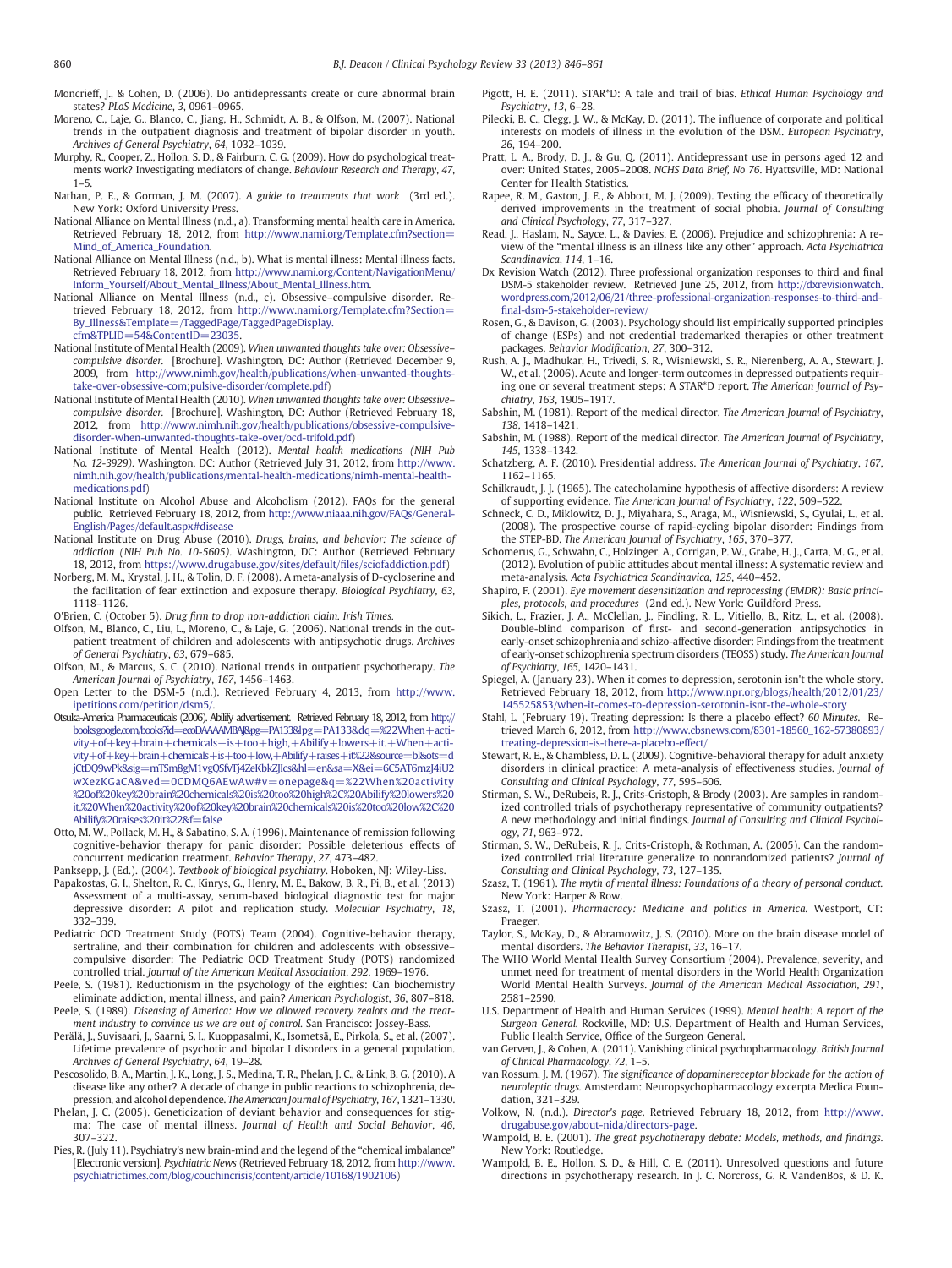Moncrieff, J., & Cohen, D. (2006). Do antidepressants create or cure abnormal brain states? *PLoS Medicine*, *3*, 0961–0965.

Moreno, C., Laje, G., Blanco, C., Jiang, H., Schmidt, A. B., & Olfson, M. (2007). National trends in the outpatient diagnosis and treatment of bipolar disorder in youth. *Archives of General Psychiatry*, *64*, 1032–1039.

Murphy, R., Cooper, Z., Hollon, S. D., & Fairburn, C. G. (2009). How do psychological treatments work? Investigating mediators of change. *Behaviour Research and Therapy*, *47*, 1–5.

Nathan, P. E., & Gorman, J. M. (2007). *A guide to treatments that work* (3rd ed.). New York: Oxford University Press.

National Alliance on Mental Illness (n.d., a). Transforming mental health care in America. Retrieved February 18, 2012, from http://www.nami.org/Template.cfm?section=Mind_of_America_Foundation.

National Alliance on Mental Illness (n.d., b). What is mental illness: Mental illness facts. Retrieved February 18, 2012, from http://www.nami.org/Content/NavigationMenu/Inform_Yourself/About_Mental_Illness/About_Mental_Illness.htm.

National Alliance on Mental Illness (n.d., c). Obsessive–compulsive disorder. Retrieved February 18, 2012, from http://www.nami.org/Template.cfm?Section=By_Illness&Template=/TaggedPage/TaggedPageDisplay.cfm&TPLID=54&ContentID=23035.

National Institute of Mental Health (2009). *When unwanted thoughts take over: Obsessive–compulsive disorder.* [Brochure]. Washington, DC: Author (Retrieved December 9, 2009, from http://www.nimh.gov/health/publications/when-unwanted-thoughts-take-over-obsessive-com;pulsive-disorder/complete.pdf)

National Institute of Mental Health (2010). *When unwanted thoughts take over: Obsessive–compulsive disorder.* [Brochure]. Washington, DC: Author (Retrieved February 18, 2012, from http://www.nimh.nih.gov/health/publications/obsessive-compulsive-disorder-when-unwanted-thoughts-take-over/ocd-trifold.pdf)

National Institute of Mental Health (2012). *Mental health medications (NIH Pub No. 12-3929).* Washington, DC: Author (Retrieved July 31, 2012, from http://www.nimh.nih.gov/health/publications/mental-health-medications/nimh-mental-health-medications.pdf)

National Institute on Alcohol Abuse and Alcoholism (2012). FAQs for the general public. Retrieved February 18, 2012, from http://www.niaaa.nih.gov/FAQs/General-English/Pages/default.aspx#disease

National Institute on Drug Abuse (2010). *Drugs, brains, and behavior: The science of addiction (NIH Pub No. 10-5605).* Washington, DC: Author (Retrieved February 18, 2012, from https://www.drugabuse.gov/sites/default/files/sciofaddiction.pdf)

Norberg, M. M., Krystal, J. H., & Tolin, D. F. (2008). A meta-analysis of D-cycloserine and the facilitation of fear extinction and exposure therapy. *Biological Psychiatry*, *63*, 1118–1126.

O'Brien, C. (October 5). *Drug firm to drop non-addiction claim. Irish Times.*

Olfson, M., Blanco, C., Liu, L., Moreno, C., & Laje, G. (2006). National trends in the outpatient treatment of children and adolescents with antipsychotic drugs. *Archives of General Psychiatry*, *63*, 679–685.

Olfson, M., & Marcus, S. C. (2010). National trends in outpatient psychotherapy. *The American Journal of Psychiatry*, *167*, 1456–1463.

Open Letter to the DSM-5 (n.d.). Retrieved February 4, 2013, from http://www.ipetitions.com/petition/dsm5/.

Otsuka-America Pharmaceuticals (2006). Abilify advertisement. Retrieved February 18, 2012, from http://books.google.com/books?id=ecoDAAAAMBAJ&pg=PA133&lpg=PA133&dq=%22When+activity+of+key+brain+chemicals+is+too+high,+Abilify+lowers+it.+When+activity+of+key+brain+chemicals+is+too+low,+Abilify+raises+it%22&source=bl&ots=djCtDQ9wPk&sig=mTSm8gM1vgQSfvTj4ZeKbkZJIcs&hl=en&sa=X&ei=6C5AT6mzJ4iU2wXezKGaCA&ved=0CDMQ6AEwAw#v=onepage&q=%22When%20activity%20of%20key%20brain%20chemicals%20is%20too%20high%2C%20Abilify%20lowers%20it.%20When%20activity%20of%20key%20brain%20chemicals%20is%20too%20low%2C%20Abilify%20raises%20it%22&f=false

Otto, M. W., Pollack, M. H., & Sabatino, S. A. (1996). Maintenance of remission following cognitive-behavior therapy for panic disorder: Possible deleterious effects of concurrent medication treatment. *Behavior Therapy*, *27*, 473–482.

Panksepp, J. (Ed.). (2004). *Textbook of biological psychiatry*. Hoboken, NJ: Wiley-Liss.

Papakostas, G. I., Shelton, R. C., Kinrys, G., Henry, M. E., Bakow, B. R., Pi, B., et al. (2013) Assessment of a multi-assay, serum-based biological diagnostic test for major depressive disorder: A pilot and replication study. *Molecular Psychiatry*, *18*, 332–339.

Pediatric OCD Treatment Study (POTS) Team (2004). Cognitive-behavior therapy, sertraline, and their combination for children and adolescents with obsessive–compulsive disorder: The Pediatric OCD Treatment Study (POTS) randomized controlled trial. *Journal of the American Medical Association*, *292*, 1969–1976.

Peele, S. (1981). Reductionism in the psychology of the eighties: Can biochemistry eliminate addiction, mental illness, and pain? *American Psychologist*, *36*, 807–818.

Peele, S. (1989). *Diseasing of America: How we allowed recovery zealots and the treatment industry to convince us we are out of control.* San Francisco: Jossey-Bass.

Perälä, J., Suvisaari, J., Saarni, S. I., Kuoppasalmi, K., Isometsä, E., Pirkola, S., et al. (2007). Lifetime prevalence of psychotic and bipolar I disorders in a general population. *Archives of General Psychiatry*, *64*, 19–28.

Pescosolido, B. A., Martin, J. K., Long, J. S., Medina, T. R., Phelan, J. C., & Link, B. G. (2010). A disease like any other? A decade of change in public reactions to schizophrenia, depression, and alcohol dependence. *The American Journal of Psychiatry*, *167*, 1321–1330.

Phelan, J. C. (2005). Geneticization of deviant behavior and consequences for stigma: The case of mental illness. *Journal of Health and Social Behavior*, *46*, 307–322.

Pies, R. (July 11). Psychiatry's new brain-mind and the legend of the "chemical imbalance" [Electronic version]. *Psychiatric News* (Retrieved February 18, 2012, from http://www.psychiatrictimes.com/blog/couchincrisis/content/article/10168/1902106)

Pigott, H. E. (2011). STAR*D: A tale and trail of bias. *Ethical Human Psychology and Psychiatry*, *13*, 6–28.

Pilecki, B. C., Clegg, J. W., & McKay, D. (2011). The influence of corporate and political interests on models of illness in the evolution of the DSM. *European Psychiatry*, *26*, 194–200.

Pratt, L. A., Brody, D. J., & Gu, Q. (2011). Antidepressant use in persons aged 12 and over: United States, 2005–2008. *NCHS Data Brief, No 76*. Hyattsville, MD: National Center for Health Statistics.

Rapee, R. M., Gaston, J. E., & Abbott, M. J. (2009). Testing the efficacy of theoretically derived improvements in the treatment of social phobia. *Journal of Consulting and Clinical Psychology*, *77*, 317–327.

Read, J., Haslam, N., Sayce, L., & Davies, E. (2006). Prejudice and schizophrenia: A review of the "mental illness is an illness like any other" approach. *Acta Psychiatrica Scandinavica*, *114*, 1–16.

Dx Revision Watch (2012). Three professional organization responses to third and final DSM-5 stakeholder review. Retrieved June 25, 2012, from http://dxrevisionwatch.wordpress.com/2012/06/21/three-professional-organization-responses-to-third-and-final-dsm-5-stakeholder-review/

Rosen, G., & Davison, G. (2003). Psychology should list empirically supported principles of change (ESPs) and not credential trademarked therapies or other treatment packages. *Behavior Modification*, *27*, 300–312.

Rush, A. J., Madhukar, H., Trivedi, S. R., Wisniewski, S. R., Nierenberg, A. A., Stewart, J. W., et al. (2006). Acute and longer-term outcomes in depressed outpatients requiring one or several treatment steps: A STAR*D report. *The American Journal of Psychiatry*, *163*, 1905–1917.

Sabshin, M. (1981). Report of the medical director. *The American Journal of Psychiatry*, *138*, 1418–1421.

Sabshin, M. (1988). Report of the medical director. *The American Journal of Psychiatry*, *145*, 1338–1342.

Schatzberg, A. F. (2010). Presidential address. *The American Journal of Psychiatry*, *167*, 1162–1165.

Schilkraudt, J. J. (1965). The catecholamine hypothesis of affective disorders: A review of supporting evidence. *The American Journal of Psychiatry*, *122*, 509–522.

Schneck, C. D., Miklowitz, D. J., Miyahara, S., Araga, M., Wisniewski, S., Gyulai, L., et al. (2008). The prospective course of rapid-cycling bipolar disorder: Findings from the STEP-BD. *The American Journal of Psychiatry*, *165*, 370–377.

Schomerus, G., Schwahn, C., Holzinger, A., Corrigan, P. W., Grabe, H. J., Carta, M. G., et al. (2012). Evolution of public attitudes about mental illness: A systematic review and meta-analysis. *Acta Psychiatrica Scandinavica*, *125*, 440–452.

Shapiro, F. (2001). *Eye movement desensitization and reprocessing (EMDR): Basic principles, protocols, and procedures* (2nd ed.). New York: Guildford Press.

Sikich, L., Frazier, J. A., McClellan, J., Findling, R. L., Vitiello, B., Ritz, L., et al. (2008). Double-blind comparison of first- and second-generation antipsychotics in early-onset schizophrenia and schizo-affective disorder: Findings from the treatment of early-onset schizophrenia spectrum disorders (TEOSS) study. *The American Journal of Psychiatry*, *165*, 1420–1431.

Spiegel, A. (January 23). When it comes to depression, serotonin isn't the whole story. Retrieved February 18, 2012, from http://www.npr.org/blogs/health/2012/01/23/145525853/when-it-comes-to-depression-serotonin-isnt-the-whole-story

Stahl, L. (February 19). Treating depression: Is there a placebo effect? *60 Minutes*. Retrieved March 6, 2012, from http://www.cbsnews.com/8301-18560_162-57380893/treating-depression-is-there-a-placebo-effect/

Stewart, R. E., & Chambless, D. L. (2009). Cognitive-behavioral therapy for adult anxiety disorders in clinical practice: A meta-analysis of effectiveness studies. *Journal of Consulting and Clinical Psychology*, *77*, 595–606.

Stirman, S. W., DeRubeis, R. J., Crits-Cristoph, & Brody (2003). Are samples in randomized controlled trials of psychotherapy representative of community outpatients? A new methodology and initial findings. *Journal of Consulting and Clinical Psychology*, *71*, 963–972.

Stirman, S. W., DeRubeis, R. J., Crits-Cristoph, & Rothman, A. (2005). Can the randomized controlled trial literature generalize to nonrandomized patients? *Journal of Consulting and Clinical Psychology*, *73*, 127–135.

Szasz, T. (1961). *The myth of mental illness: Foundations of a theory of personal conduct.* New York: Harper & Row.

Szasz, T. (2001). *Pharmacracy: Medicine and politics in America.* Westport, CT: Praeger.

Taylor, S., McKay, D., & Abramowitz, J. S. (2010). More on the brain disease model of mental disorders. *The Behavior Therapist*, *33*, 16–17.

The WHO World Mental Health Survey Consortium (2004). Prevalence, severity, and unmet need for treatment of mental disorders in the World Health Organization World Mental Health Surveys. *Journal of the American Medical Association*, *291*, 2581–2590.

U.S. Department of Health and Human Services (1999). *Mental health: A report of the Surgeon General.* Rockville, MD: U.S. Department of Health and Human Services, Public Health Service, Office of the Surgeon General.

van Gerven, J., & Cohen, A. (2011). Vanishing clinical psychopharmacology. *British Journal of Clinical Pharmacology*, *72*, 1–5.

van Rossum, J. M. (1967). *The significance of dopaminereceptor blockade for the action of neuroleptic drugs.* Amsterdam: Neuropsychopharmacology excerpta Medica Foundation, 321–329.

Volkow, N. (n.d.). *Director's page.* Retrieved February 18, 2012, from http://www.drugabuse.gov/about-nida/directors-page.

Wampold, B. E. (2001). *The great psychotherapy debate: Models, methods, and findings.* New York: Routledge.

Wampold, B. E., Hollon, S. D., & Hill, C. E. (2011). Unresolved questions and future directions in psychotherapy research. In J. C. Norcross, G. R. VandenBos, & D. K.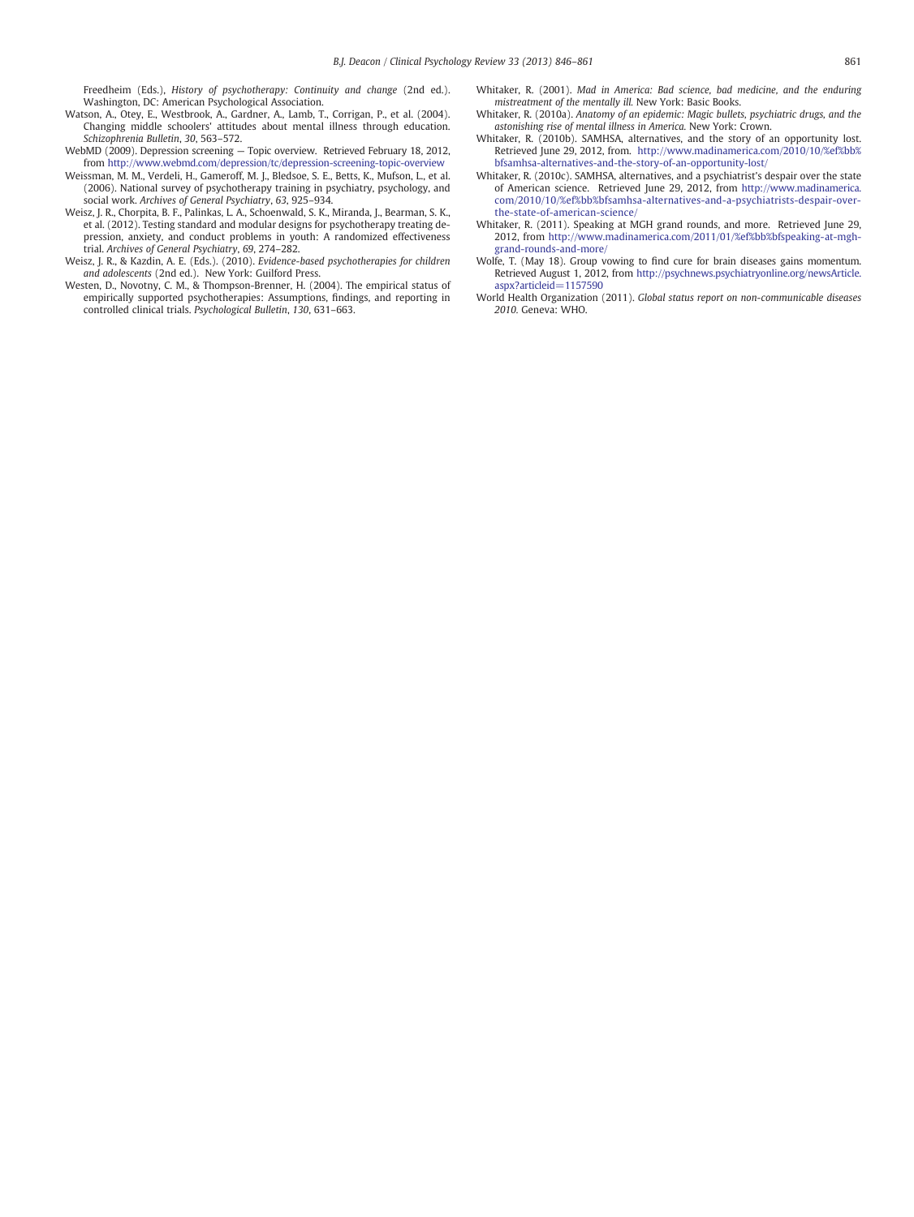Freedheim (Eds.), *History of psychotherapy: Continuity and change* (2nd ed.). Washington, DC: American Psychological Association.

Watson, A., Otey, E., Westbrook, A., Gardner, A., Lamb, T., Corrigan, P., et al. (2004). Changing middle schoolers' attitudes about mental illness through education. *Schizophrenia Bulletin*, *30*, 563–572.

WebMD (2009). Depression screening — Topic overview. Retrieved February 18, 2012, from http://www.webmd.com/depression/tc/depression-screening-topic-overview

Weissman, M. M., Verdeli, H., Gameroff, M. J., Bledsoe, S. E., Betts, K., Mufson, L., et al. (2006). National survey of psychotherapy training in psychiatry, psychology, and social work. *Archives of General Psychiatry*, *63*, 925–934.

Weisz, J. R., Chorpita, B. F., Palinkas, L. A., Schoenwald, S. K., Miranda, J., Bearman, S. K., et al. (2012). Testing standard and modular designs for psychotherapy treating depression, anxiety, and conduct problems in youth: A randomized effectiveness trial. *Archives of General Psychiatry*, *69*, 274–282.

Weisz, J. R., & Kazdin, A. E. (Eds.). (2010). *Evidence-based psychotherapies for children and adolescents* (2nd ed.). New York: Guilford Press.

Westen, D., Novotny, C. M., & Thompson-Brenner, H. (2004). The empirical status of empirically supported psychotherapies: Assumptions, findings, and reporting in controlled clinical trials. *Psychological Bulletin*, *130*, 631–663.

Whitaker, R. (2001). *Mad in America: Bad science, bad medicine, and the enduring mistreatment of the mentally ill.* New York: Basic Books.

Whitaker, R. (2010a). *Anatomy of an epidemic: Magic bullets, psychiatric drugs, and the astonishing rise of mental illness in America.* New York: Crown.

Whitaker, R. (2010b). SAMHSA, alternatives, and the story of an opportunity lost. Retrieved June 29, 2012, from. http://www.madinamerica.com/2010/10/%ef%bb%bfsamhsa-alternatives-and-the-story-of-an-opportunity-lost/

Whitaker, R. (2010c). SAMHSA, alternatives, and a psychiatrist's despair over the state of American science. Retrieved June 29, 2012, from http://www.madinamerica.com/2010/10/%ef%bb%bfsamhsa-alternatives-and-a-psychiatrists-despair-over-the-state-of-american-science/

Whitaker, R. (2011). Speaking at MGH grand rounds, and more. Retrieved June 29, 2012, from http://www.madinamerica.com/2011/01/%ef%bb%bfspeaking-at-mgh-grand-rounds-and-more/

Wolfe, T. (May 18). Group vowing to find cure for brain diseases gains momentum. Retrieved August 1, 2012, from http://psychnews.psychiatryonline.org/newsArticle.aspx?articleid=1157590

World Health Organization (2011). *Global status report on non-communicable diseases 2010.* Geneva: WHO.